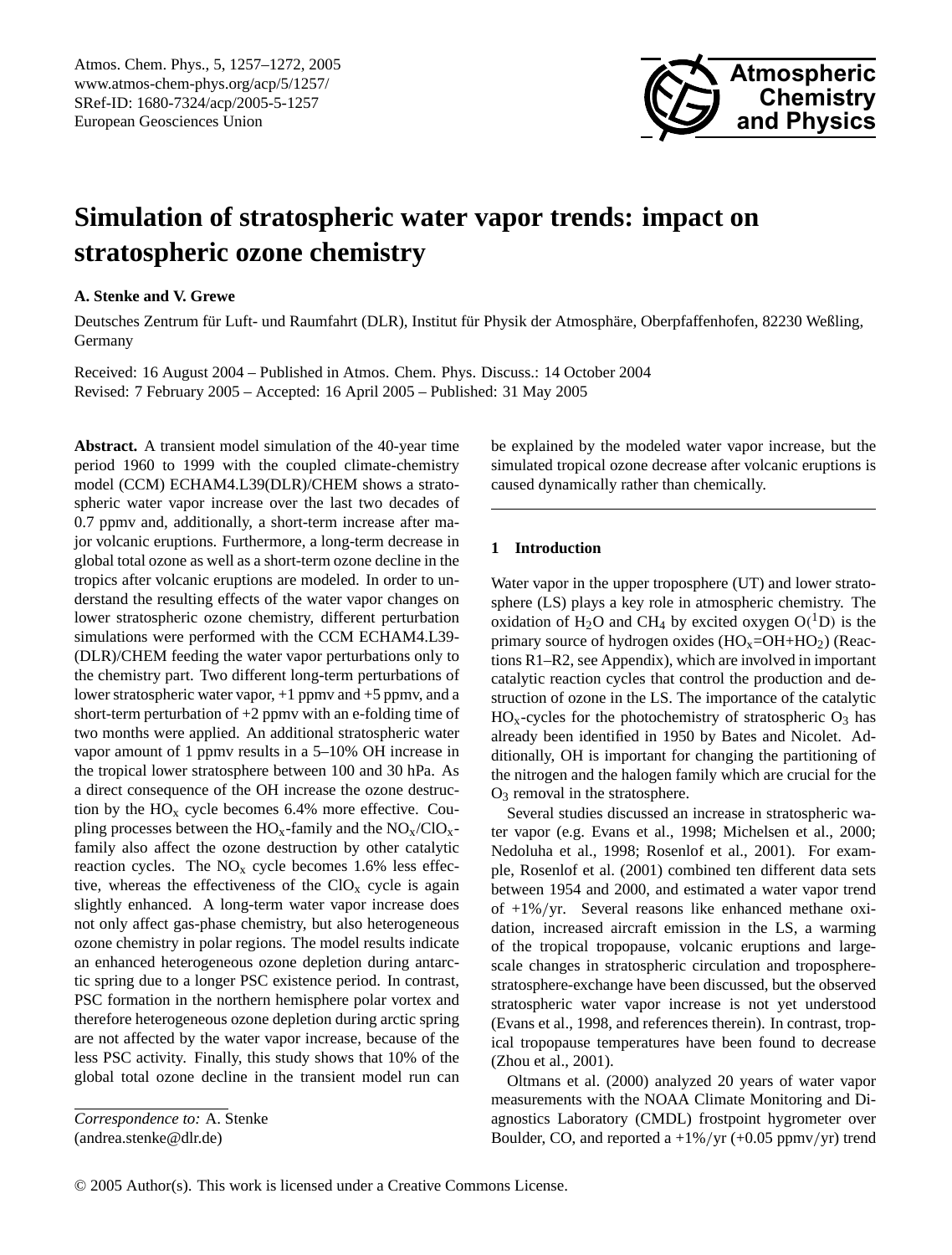# Simulation of stratospheric water vapor trends: impact on stratospheric ozone chemistry

**A. Stenke and V. Grewe**

Deutsches Zentrum für Luft- und Raumfahrt (DLR), Institut für Physik der Atmosphäre, Oberpfaffenhofen, 82230 Weßling, Germany

Received: 16 August 2004 – Published in Atmos. Chem. Phys. Discuss.: 14 October 2004
Revised: 7 February 2005 – Accepted: 16 April 2005 – Published: 31 May 2005

**Abstract.** A transient model simulation of the 40-year time period 1960 to 1999 with the coupled climate-chemistry model (CCM) ECHAM4.L39(DLR)/CHEM shows a stratospheric water vapor increase over the last two decades of 0.7 ppmv and, additionally, a short-term increase after major volcanic eruptions. Furthermore, a long-term decrease in global total ozone as well as a short-term ozone decline in the tropics after volcanic eruptions are modeled. In order to understand the resulting effects of the water vapor changes on lower stratospheric ozone chemistry, different perturbation simulations were performed with the CCM ECHAM4.L39-(DLR)/CHEM feeding the water vapor perturbations only to the chemistry part. Two different long-term perturbations of lower stratospheric water vapor, +1 ppmv and +5 ppmv, and a short-term perturbation of +2 ppmv with an e-folding time of two months were applied. An additional stratospheric water vapor amount of 1 ppmv results in a 5–10% OH increase in the tropical lower stratosphere between 100 and 30 hPa. As a direct consequence of the OH increase the ozone destruction by the $HO_x$ cycle becomes 6.4% more effective. Coupling processes between the $HO_x$-family and the $NO_x$/$ClO_x$-family also affect the ozone destruction by other catalytic reaction cycles. The $NO_x$ cycle becomes 1.6% less effective, whereas the effectiveness of the $ClO_x$ cycle is again slightly enhanced. A long-term water vapor increase does not only affect gas-phase chemistry, but also heterogeneous ozone chemistry in polar regions. The model results indicate an enhanced heterogeneous ozone depletion during antarctic spring due to a longer PSC existence period. In contrast, PSC formation in the northern hemisphere polar vortex and therefore heterogeneous ozone depletion during arctic spring are not affected by the water vapor increase, because of the less PSC activity. Finally, this study shows that 10% of the global total ozone decline in the transient model run can be explained by the modeled water vapor increase, but the simulated tropical ozone decrease after volcanic eruptions is caused dynamically rather than chemically.

*Correspondence to:* A. Stenke
(andrea.stenke@dlr.de)

## 1 Introduction

Water vapor in the upper troposphere (UT) and lower stratosphere (LS) plays a key role in atmospheric chemistry. The oxidation of $H_2O$ and $CH_4$ by excited oxygen $O(^1D)$ is the primary source of hydrogen oxides ($HO_x$=OH+$HO_2$) (Reactions R1–R2, see Appendix), which are involved in important catalytic reaction cycles that control the production and destruction of ozone in the LS. The importance of the catalytic $HO_x$-cycles for the photochemistry of stratospheric $O_3$ has already been identified in 1950 by Bates and Nicolet. Additionally, OH is important for changing the partitioning of the nitrogen and the halogen family which are crucial for the $O_3$ removal in the stratosphere.

Several studies discussed an increase in stratospheric water vapor (e.g. Evans et al., 1998; Michelsen et al., 2000; Nedoluha et al., 1998; Rosenlof et al., 2001). For example, Rosenlof et al. (2001) combined ten different data sets between 1954 and 2000, and estimated a water vapor trend of +1%/yr. Several reasons like enhanced methane oxidation, increased aircraft emission in the LS, a warming of the tropical tropopause, volcanic eruptions and large-scale changes in stratospheric circulation and troposphere-stratosphere-exchange have been discussed, but the observed stratospheric water vapor increase is not yet understood (Evans et al., 1998, and references therein). In contrast, tropical tropopause temperatures have been found to decrease (Zhou et al., 2001).

Oltmans et al. (2000) analyzed 20 years of water vapor measurements with the NOAA Climate Monitoring and Diagnostics Laboratory (CMDL) frostpoint hygrometer over Boulder, CO, and reported a +1%/yr (+0.05 ppmv/yr) trend

© 2005 Author(s). This work is licensed under a Creative Commons License.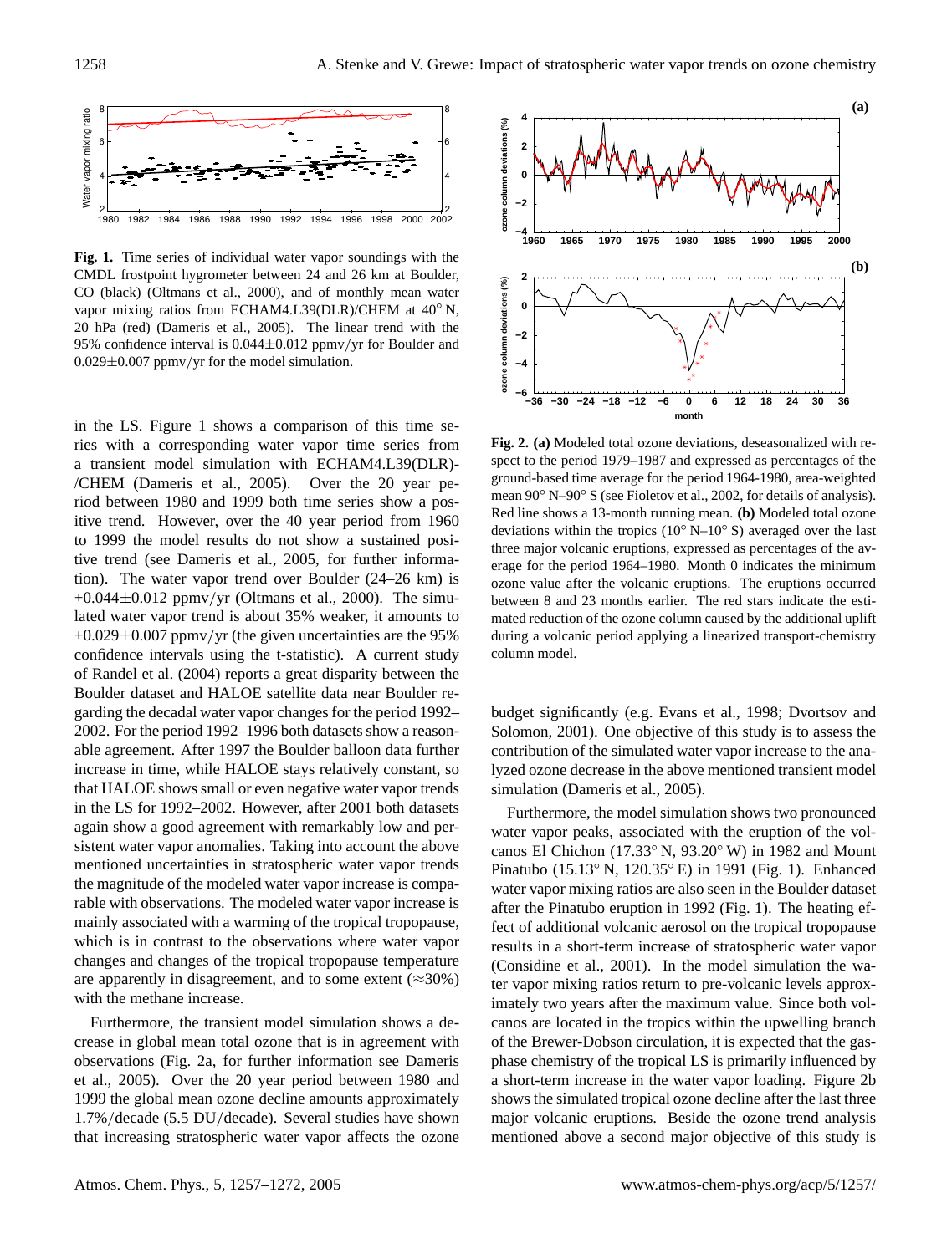**Fig. 1.** Time series of individual water vapor soundings with the CMDL frostpoint hygrometer between 24 and 26 km at Boulder, CO (black) (Oltmans et al., 2000), and of monthly mean water vapor mixing ratios from ECHAM4.L39(DLR)/CHEM at 40° N, 20 hPa (red) (Dameris et al., 2005). The linear trend with the 95% confidence interval is 0.044±0.012 ppmv/yr for Boulder and 0.029±0.007 ppmv/yr for the model simulation.

in the LS. Figure 1 shows a comparison of this time series with a corresponding water vapor time series from a transient model simulation with ECHAM4.L39(DLR)-/CHEM (Dameris et al., 2005). Over the 20 year period between 1980 and 1999 both time series show a positive trend. However, over the 40 year period from 1960 to 1999 the model results do not show a sustained positive trend (see Dameris et al., 2005, for further information). The water vapor trend over Boulder (24–26 km) is +0.044±0.012 ppmv/yr (Oltmans et al., 2000). The simulated water vapor trend is about 35% weaker, it amounts to +0.029±0.007 ppmv/yr (the given uncertainties are the 95% confidence intervals using the t-statistic). A current study of Randel et al. (2004) reports a great disparity between the Boulder dataset and HALOE satellite data near Boulder regarding the decadal water vapor changes for the period 1992–2002. For the period 1992–1996 both datasets show a reasonable agreement. After 1997 the Boulder balloon data further increase in time, while HALOE stays relatively constant, so that HALOE shows small or even negative water vapor trends in the LS for 1992–2002. However, after 2001 both datasets again show a good agreement with remarkably low and persistent water vapor anomalies. Taking into account the above mentioned uncertainties in stratospheric water vapor trends the magnitude of the modeled water vapor increase is comparable with observations. The modeled water vapor increase is mainly associated with a warming of the tropical tropopause, which is in contrast to the observations where water vapor changes and changes of the tropical tropopause temperature are apparently in disagreement, and to some extent (≈30%) with the methane increase.

Furthermore, the transient model simulation shows a decrease in global mean total ozone that is in agreement with observations (Fig. 2a, for further information see Dameris et al., 2005). Over the 20 year period between 1980 and 1999 the global mean ozone decline amounts approximately 1.7%/decade (5.5 DU/decade). Several studies have shown that increasing stratospheric water vapor affects the ozone budget significantly (e.g. Evans et al., 1998; Dvortsov and Solomon, 2001). One objective of this study is to assess the contribution of the simulated water vapor increase to the analyzed ozone decrease in the above mentioned transient model simulation (Dameris et al., 2005).

**Fig. 2. (a)** Modeled total ozone deviations, deseasonalized with respect to the period 1979–1987 and expressed as percentages of the ground-based time average for the period 1964-1980, area-weighted mean 90° N–90° S (see Fioletov et al., 2002, for details of analysis). Red line shows a 13-month running mean. **(b)** Modeled total ozone deviations within the tropics (10° N–10° S) averaged over the last three major volcanic eruptions, expressed as percentages of the average for the period 1964–1980. Month 0 indicates the minimum ozone value after the volcanic eruptions. The eruptions occurred between 8 and 23 months earlier. The red stars indicate the estimated reduction of the ozone column caused by the additional uplift during a volcanic period applying a linearized transport-chemistry column model.

Furthermore, the model simulation shows two pronounced water vapor peaks, associated with the eruption of the volcanos El Chichon (17.33° N, 93.20° W) in 1982 and Mount Pinatubo (15.13° N, 120.35° E) in 1991 (Fig. 1). Enhanced water vapor mixing ratios are also seen in the Boulder dataset after the Pinatubo eruption in 1992 (Fig. 1). The heating effect of additional volcanic aerosol on the tropical tropopause results in a short-term increase of stratospheric water vapor (Considine et al., 2001). In the model simulation the water vapor mixing ratios return to pre-volcanic levels approximately two years after the maximum value. Since both volcanos are located in the tropics within the upwelling branch of the Brewer-Dobson circulation, it is expected that the gas-phase chemistry of the tropical LS is primarily influenced by a short-term increase in the water vapor loading. Figure 2b shows the simulated tropical ozone decline after the last three major volcanic eruptions. Beside the ozone trend analysis mentioned above a second major objective of this study is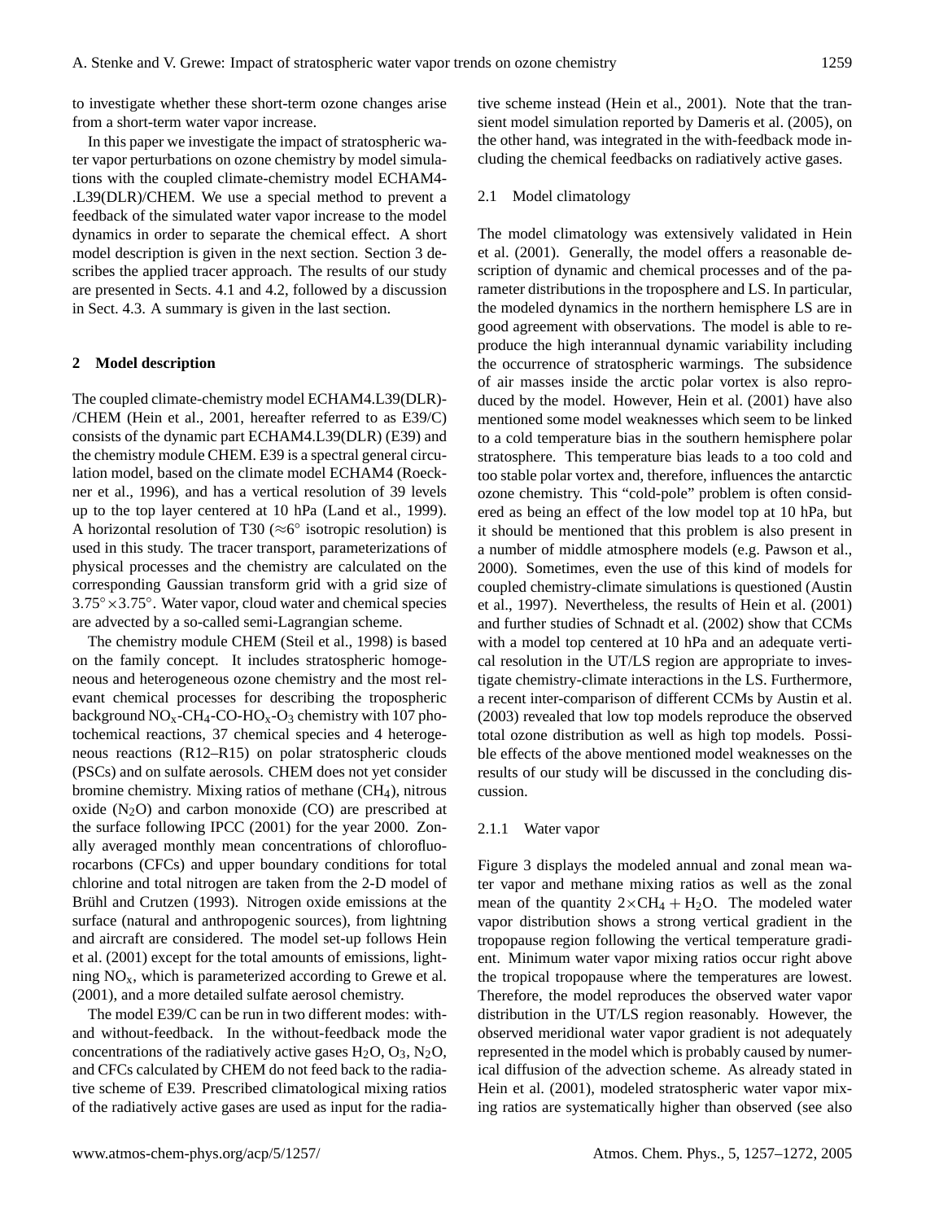to investigate whether these short-term ozone changes arise from a short-term water vapor increase.

In this paper we investigate the impact of stratospheric water vapor perturbations on ozone chemistry by model simulations with the coupled climate-chemistry model ECHAM4-.L39(DLR)/CHEM. We use a special method to prevent a feedback of the simulated water vapor increase to the model dynamics in order to separate the chemical effect. A short model description is given in the next section. Section 3 describes the applied tracer approach. The results of our study are presented in Sects. 4.1 and 4.2, followed by a discussion in Sect. 4.3. A summary is given in the last section.

## 2 Model description

The coupled climate-chemistry model ECHAM4.L39(DLR)-/CHEM (Hein et al., 2001, hereafter referred to as E39/C) consists of the dynamic part ECHAM4.L39(DLR) (E39) and the chemistry module CHEM. E39 is a spectral general circulation model, based on the climate model ECHAM4 (Roeckner et al., 1996), and has a vertical resolution of 39 levels up to the top layer centered at 10 hPa (Land et al., 1999). A horizontal resolution of T30 ($\approx 6^\circ$ isotropic resolution) is used in this study. The tracer transport, parameterizations of physical processes and the chemistry are calculated on the corresponding Gaussian transform grid with a grid size of $3.75^\circ \times 3.75^\circ$. Water vapor, cloud water and chemical species are advected by a so-called semi-Lagrangian scheme.

The chemistry module CHEM (Steil et al., 1998) is based on the family concept. It includes stratospheric homogeneous and heterogeneous ozone chemistry and the most relevant chemical processes for describing the tropospheric background $NO_x$-$CH_4$-CO-$HO_x$-$O_3$ chemistry with 107 photochemical reactions, 37 chemical species and 4 heterogeneous reactions (R12–R15) on polar stratospheric clouds (PSCs) and on sulfate aerosols. CHEM does not yet consider bromine chemistry. Mixing ratios of methane ($CH_4$), nitrous oxide ($N_2O$) and carbon monoxide (CO) are prescribed at the surface following IPCC (2001) for the year 2000. Zonally averaged monthly mean concentrations of chlorofluorocarbons (CFCs) and upper boundary conditions for total chlorine and total nitrogen are taken from the 2-D model of Brühl and Crutzen (1993). Nitrogen oxide emissions at the surface (natural and anthropogenic sources), from lightning and aircraft are considered. The model set-up follows Hein et al. (2001) except for the total amounts of emissions, lightning $NO_x$, which is parameterized according to Grewe et al. (2001), and a more detailed sulfate aerosol chemistry.

The model E39/C can be run in two different modes: with- and without-feedback. In the without-feedback mode the concentrations of the radiatively active gases $H_2O$, $O_3$, $N_2O$, and CFCs calculated by CHEM do not feed back to the radiative scheme of E39. Prescribed climatological mixing ratios of the radiatively active gases are used as input for the radiative scheme instead (Hein et al., 2001). Note that the transient model simulation reported by Dameris et al. (2005), on the other hand, was integrated in the with-feedback mode including the chemical feedbacks on radiatively active gases.

### 2.1 Model climatology

The model climatology was extensively validated in Hein et al. (2001). Generally, the model offers a reasonable description of dynamic and chemical processes and of the parameter distributions in the troposphere and LS. In particular, the modeled dynamics in the northern hemisphere LS are in good agreement with observations. The model is able to reproduce the high interannual dynamic variability including the occurrence of stratospheric warmings. The subsidence of air masses inside the arctic polar vortex is also reproduced by the model. However, Hein et al. (2001) have also mentioned some model weaknesses which seem to be linked to a cold temperature bias in the southern hemisphere polar stratosphere. This temperature bias leads to a too cold and too stable polar vortex and, therefore, influences the antarctic ozone chemistry. This "cold-pole" problem is often considered as being an effect of the low model top at 10 hPa, but it should be mentioned that this problem is also present in a number of middle atmosphere models (e.g. Pawson et al., 2000). Sometimes, even the use of this kind of models for coupled chemistry-climate simulations is questioned (Austin et al., 1997). Nevertheless, the results of Hein et al. (2001) and further studies of Schnadt et al. (2002) show that CCMs with a model top centered at 10 hPa and an adequate vertical resolution in the UT/LS region are appropriate to investigate chemistry-climate interactions in the LS. Furthermore, a recent inter-comparison of different CCMs by Austin et al. (2003) revealed that low top models reproduce the observed total ozone distribution as well as high top models. Possible effects of the above mentioned model weaknesses on the results of our study will be discussed in the concluding discussion.

#### 2.1.1 Water vapor

Figure 3 displays the modeled annual and zonal mean water vapor and methane mixing ratios as well as the zonal mean of the quantity $2 \times CH_4 + H_2O$. The modeled water vapor distribution shows a strong vertical gradient in the tropopause region following the vertical temperature gradient. Minimum water vapor mixing ratios occur right above the tropical tropopause where the temperatures are lowest. Therefore, the model reproduces the observed water vapor distribution in the UT/LS region reasonably. However, the observed meridional water vapor gradient is not adequately represented in the model which is probably caused by numerical diffusion of the advection scheme. As already stated in Hein et al. (2001), modeled stratospheric water vapor mixing ratios are systematically higher than observed (see also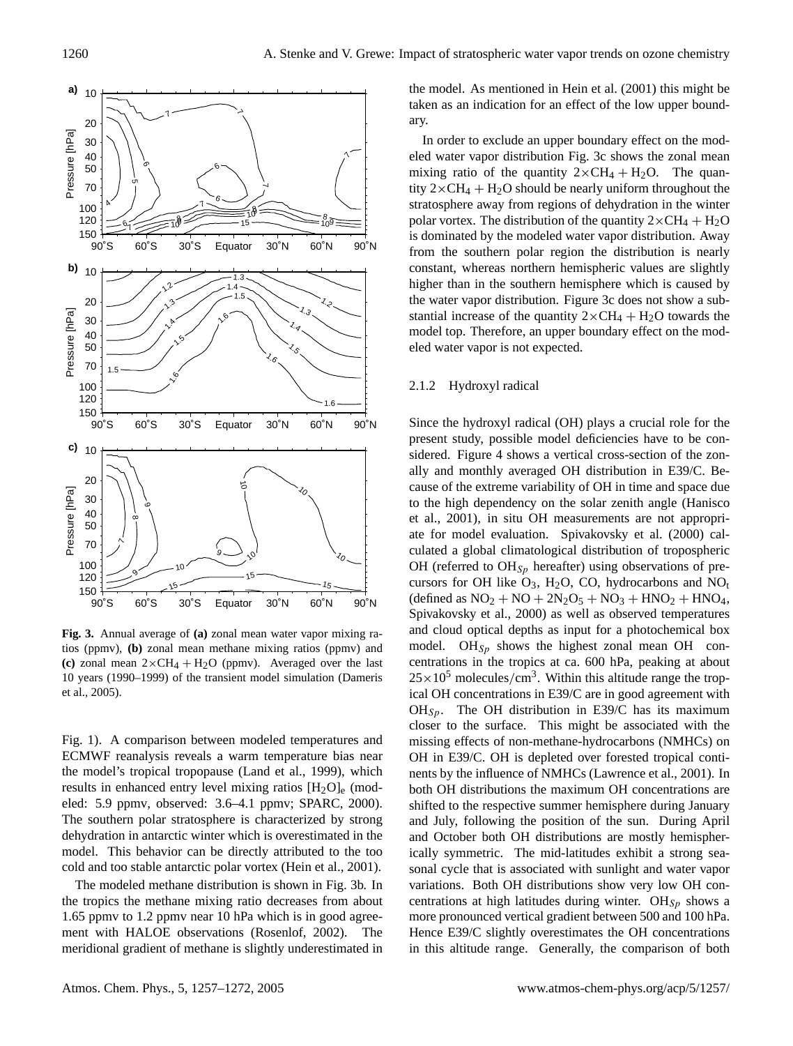**Fig. 3.** Annual average of **(a)** zonal mean water vapor mixing ratios (ppmv), **(b)** zonal mean methane mixing ratios (ppmv) and **(c)** zonal mean $2\times CH_4 + H_2O$ (ppmv). Averaged over the last 10 years (1990–1999) of the transient model simulation (Dameris et al., 2005).

Fig. 1). A comparison between modeled temperatures and ECMWF reanalysis reveals a warm temperature bias near the model's tropical tropopause (Land et al., 1999), which results in enhanced entry level mixing ratios $[H_2O]_e$ (modeled: 5.9 ppmv, observed: 3.6–4.1 ppmv; SPARC, 2000). The southern polar stratosphere is characterized by strong dehydration in antarctic winter which is overestimated in the model. This behavior can be directly attributed to the too cold and too stable antarctic polar vortex (Hein et al., 2001).

The modeled methane distribution is shown in Fig. 3b. In the tropics the methane mixing ratio decreases from about 1.65 ppmv to 1.2 ppmv near 10 hPa which is in good agreement with HALOE observations (Rosenlof, 2002). The meridional gradient of methane is slightly underestimated in the model. As mentioned in Hein et al. (2001) this might be taken as an indication for an effect of the low upper boundary.

In order to exclude an upper boundary effect on the modeled water vapor distribution Fig. 3c shows the zonal mean mixing ratio of the quantity $2\times CH_4 + H_2O$. The quantity $2\times CH_4 + H_2O$ should be nearly uniform throughout the stratosphere away from regions of dehydration in the winter polar vortex. The distribution of the quantity $2\times CH_4 + H_2O$ is dominated by the modeled water vapor distribution. Away from the southern polar region the distribution is nearly constant, whereas northern hemispheric values are slightly higher than in the southern hemisphere which is caused by the water vapor distribution. Figure 3c does not show a substantial increase of the quantity $2\times CH_4 + H_2O$ towards the model top. Therefore, an upper boundary effect on the modeled water vapor is not expected.

#### 2.1.2 Hydroxyl radical

Since the hydroxyl radical (OH) plays a crucial role for the present study, possible model deficiencies have to be considered. Figure 4 shows a vertical cross-section of the zonally and monthly averaged OH distribution in E39/C. Because of the extreme variability of OH in time and space due to the high dependency on the solar zenith angle (Hanisco et al., 2001), in situ OH measurements are not appropriate for model evaluation. Spivakovsky et al. (2000) calculated a global climatological distribution of tropospheric OH (referred to $OH_{Sp}$ hereafter) using observations of precursors for OH like $O_3$, $H_2O$, CO, hydrocarbons and $NO_t$ (defined as $NO_2 + NO + 2N_2O_5 + NO_3 + HNO_2 + HNO_4$, Spivakovsky et al., 2000) as well as observed temperatures and cloud optical depths as input for a photochemical box model. $OH_{Sp}$ shows the highest zonal mean OH concentrations in the tropics at ca. 600 hPa, peaking at about $25\times10^5$ molecules/cm$^3$. Within this altitude range the tropical OH concentrations in E39/C are in good agreement with $OH_{Sp}$. The OH distribution in E39/C has its maximum closer to the surface. This might be associated with the missing effects of non-methane-hydrocarbons (NMHCs) on OH in E39/C. OH is depleted over forested tropical continents by the influence of NMHCs (Lawrence et al., 2001). In both OH distributions the maximum OH concentrations are shifted to the respective summer hemisphere during January and July, following the position of the sun. During April and October both OH distributions are mostly hemispherically symmetric. The mid-latitudes exhibit a strong seasonal cycle that is associated with sunlight and water vapor variations. Both OH distributions show very low OH concentrations at high latitudes during winter. $OH_{Sp}$ shows a more pronounced vertical gradient between 500 and 100 hPa. Hence E39/C slightly overestimates the OH concentrations in this altitude range. Generally, the comparison of both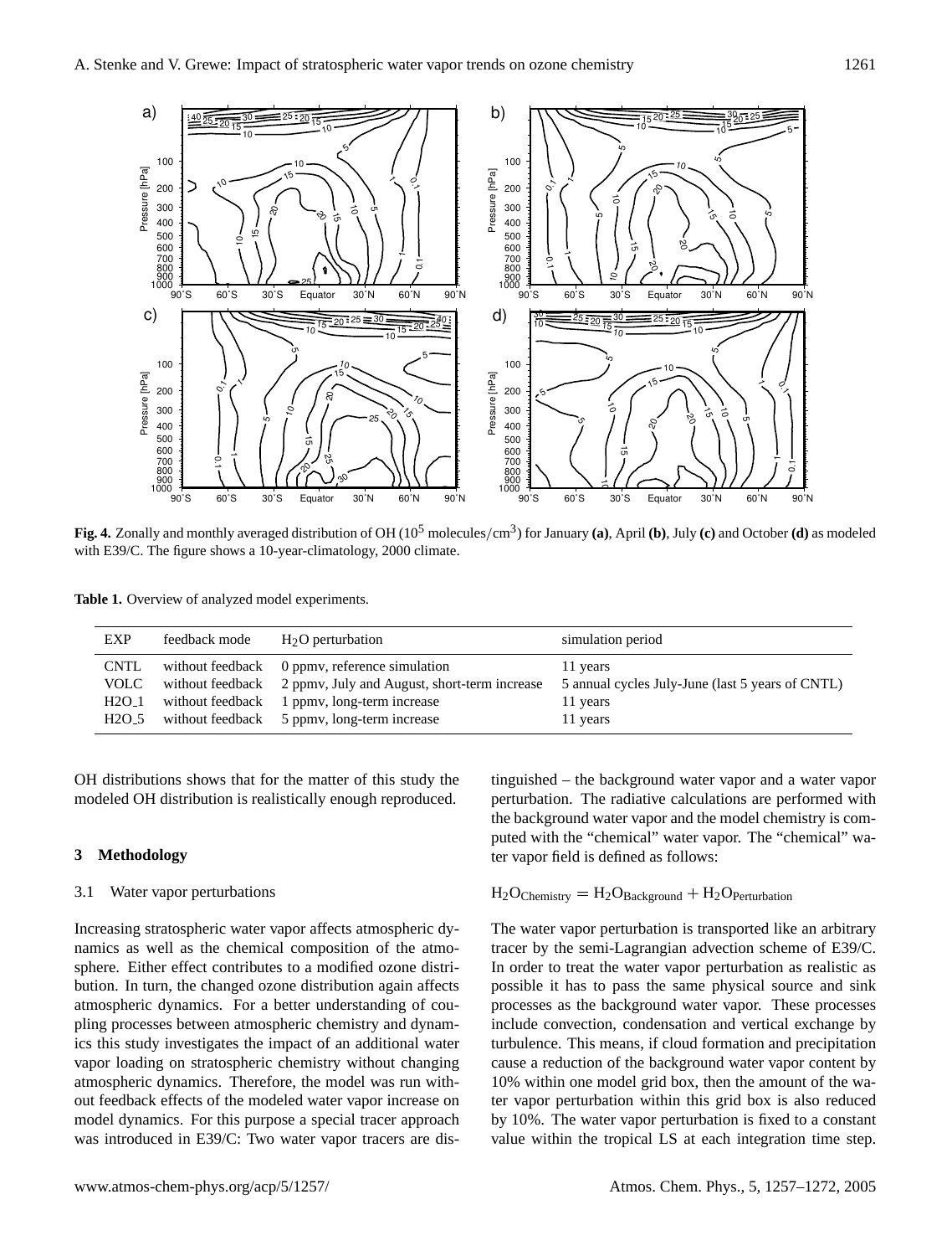**Fig. 4.** Zonally and monthly averaged distribution of OH ($10^5$ molecules/cm$^3$) for January **(a)**, April **(b)**, July **(c)** and October **(d)** as modeled with E39/C. The figure shows a 10-year-climatology, 2000 climate.

**Table 1.** Overview of analyzed model experiments.

| EXP | feedback mode | $H_2O$ perturbation | simulation period |
|---|---|---|---|
| CNTL | without feedback | 0 ppmv, reference simulation | 11 years |
| VOLC | without feedback | 2 ppmv, July and August, short-term increase | 5 annual cycles July-June (last 5 years of CNTL) |
| H2O_1 | without feedback | 1 ppmv, long-term increase | 11 years |
| H2O_5 | without feedback | 5 ppmv, long-term increase | 11 years |

OH distributions shows that for the matter of this study the modeled OH distribution is realistically enough reproduced.

## 3 Methodology

### 3.1 Water vapor perturbations

Increasing stratospheric water vapor affects atmospheric dynamics as well as the chemical composition of the atmosphere. Either effect contributes to a modified ozone distribution. In turn, the changed ozone distribution again affects atmospheric dynamics. For a better understanding of coupling processes between atmospheric chemistry and dynamics this study investigates the impact of an additional water vapor loading on stratospheric chemistry without changing atmospheric dynamics. Therefore, the model was run without feedback effects of the modeled water vapor increase on model dynamics. For this purpose a special tracer approach was introduced in E39/C: Two water vapor tracers are distinguished – the background water vapor and a water vapor perturbation. The radiative calculations are performed with the background water vapor and the model chemistry is computed with the "chemical" water vapor. The "chemical" water vapor field is defined as follows:

$$H_2O_{\text{Chemistry}} = H_2O_{\text{Background}} + H_2O_{\text{Perturbation}}$$

The water vapor perturbation is transported like an arbitrary tracer by the semi-Lagrangian advection scheme of E39/C. In order to treat the water vapor perturbation as realistic as possible it has to pass the same physical source and sink processes as the background water vapor. These processes include convection, condensation and vertical exchange by turbulence. This means, if cloud formation and precipitation cause a reduction of the background water vapor content by 10% within one model grid box, then the amount of the water vapor perturbation within this grid box is also reduced by 10%. The water vapor perturbation is fixed to a constant value within the tropical LS at each integration time step.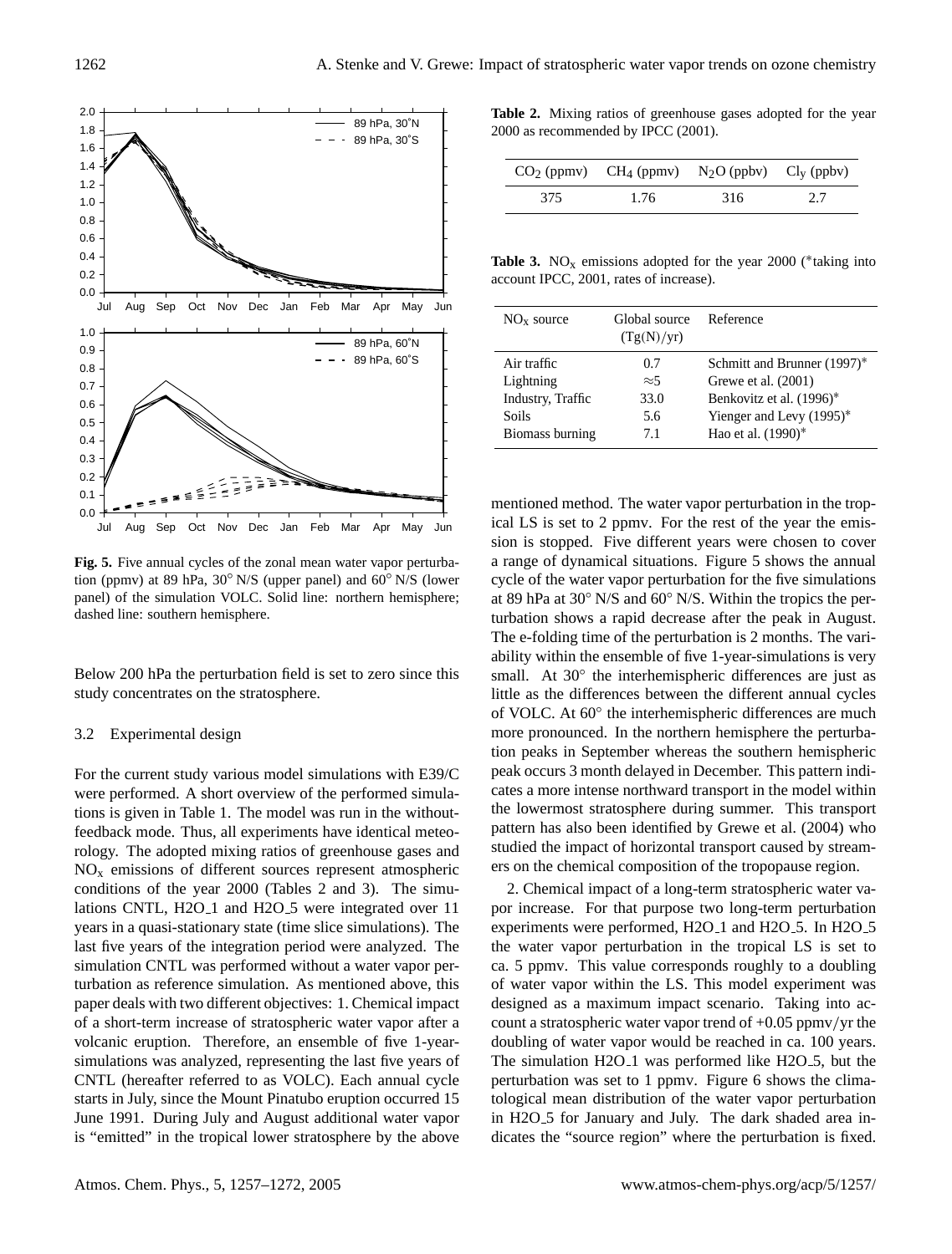**Fig. 5.** Five annual cycles of the zonal mean water vapor perturbation (ppmv) at 89 hPa, 30° N/S (upper panel) and 60° N/S (lower panel) of the simulation VOLC. Solid line: northern hemisphere; dashed line: southern hemisphere.

Below 200 hPa the perturbation field is set to zero since this study concentrates on the stratosphere.

### 3.2 Experimental design

For the current study various model simulations with E39/C were performed. A short overview of the performed simulations is given in Table 1. The model was run in the without-feedback mode. Thus, all experiments have identical meteorology. The adopted mixing ratios of greenhouse gases and $NO_x$ emissions of different sources represent atmospheric conditions of the year 2000 (Tables 2 and 3). The simulations CNTL, H2O_1 and H2O_5 were integrated over 11 years in a quasi-stationary state (time slice simulations). The last five years of the integration period were analyzed. The simulation CNTL was performed without a water vapor perturbation as reference simulation. As mentioned above, this paper deals with two different objectives: 1. Chemical impact of a short-term increase of stratospheric water vapor after a volcanic eruption. Therefore, an ensemble of five 1-year-simulations was analyzed, representing the last five years of CNTL (hereafter referred to as VOLC). Each annual cycle starts in July, since the Mount Pinatubo eruption occurred 15 June 1991. During July and August additional water vapor is "emitted" in the tropical lower stratosphere by the above mentioned method. The water vapor perturbation in the tropical LS is set to 2 ppmv. For the rest of the year the emission is stopped. Five different years were chosen to cover a range of dynamical situations. Figure 5 shows the annual cycle of the water vapor perturbation for the five simulations at 89 hPa at 30° N/S and 60° N/S. Within the tropics the perturbation shows a rapid decrease after the peak in August. The e-folding time of the perturbation is 2 months. The variability within the ensemble of five 1-year-simulations is very small. At 30° the interhemispheric differences are just as little as the differences between the different annual cycles of VOLC. At 60° the interhemispheric differences are much more pronounced. In the northern hemisphere the perturbation peaks in September whereas the southern hemispheric peak occurs 3 month delayed in December. This pattern indicates a more intense northward transport in the model within the lowermost stratosphere during summer. This transport pattern has also been identified by Grewe et al. (2004) who studied the impact of horizontal transport caused by streamers on the chemical composition of the tropopause region.

2. Chemical impact of a long-term stratospheric water vapor increase. For that purpose two long-term perturbation experiments were performed, H2O_1 and H2O_5. In H2O_5 the water vapor perturbation in the tropical LS is set to ca. 5 ppmv. This value corresponds roughly to a doubling of water vapor within the LS. This model experiment was designed as a maximum impact scenario. Taking into account a stratospheric water vapor trend of +0.05 ppmv/yr the doubling of water vapor would be reached in ca. 100 years. The simulation H2O_1 was performed like H2O_5, but the perturbation was set to 1 ppmv. Figure 6 shows the climatological mean distribution of the water vapor perturbation in H2O_5 for January and July. The dark shaded area indicates the "source region" where the perturbation is fixed.

**Table 2.** Mixing ratios of greenhouse gases adopted for the year 2000 as recommended by IPCC (2001).

| $CO_2$ (ppmv) | $CH_4$ (ppmv) | $N_2O$ (ppbv) | $Cl_y$ (ppbv) |
|---|---|---|---|
| 375 | 1.76 | 316 | 2.7 |

**Table 3.** $NO_x$ emissions adopted for the year 2000 (*taking into account IPCC, 2001, rates of increase).

| $NO_x$ source | Global source (Tg(N)/yr) | Reference |
|---|---|---|
| Air traffic | 0.7 | Schmitt and Brunner (1997)* |
| Lightning | ≈5 | Grewe et al. (2001) |
| Industry, Traffic | 33.0 | Benkovitz et al. (1996)* |
| Soils | 5.6 | Yienger and Levy (1995)* |
| Biomass burning | 7.1 | Hao et al. (1990)* |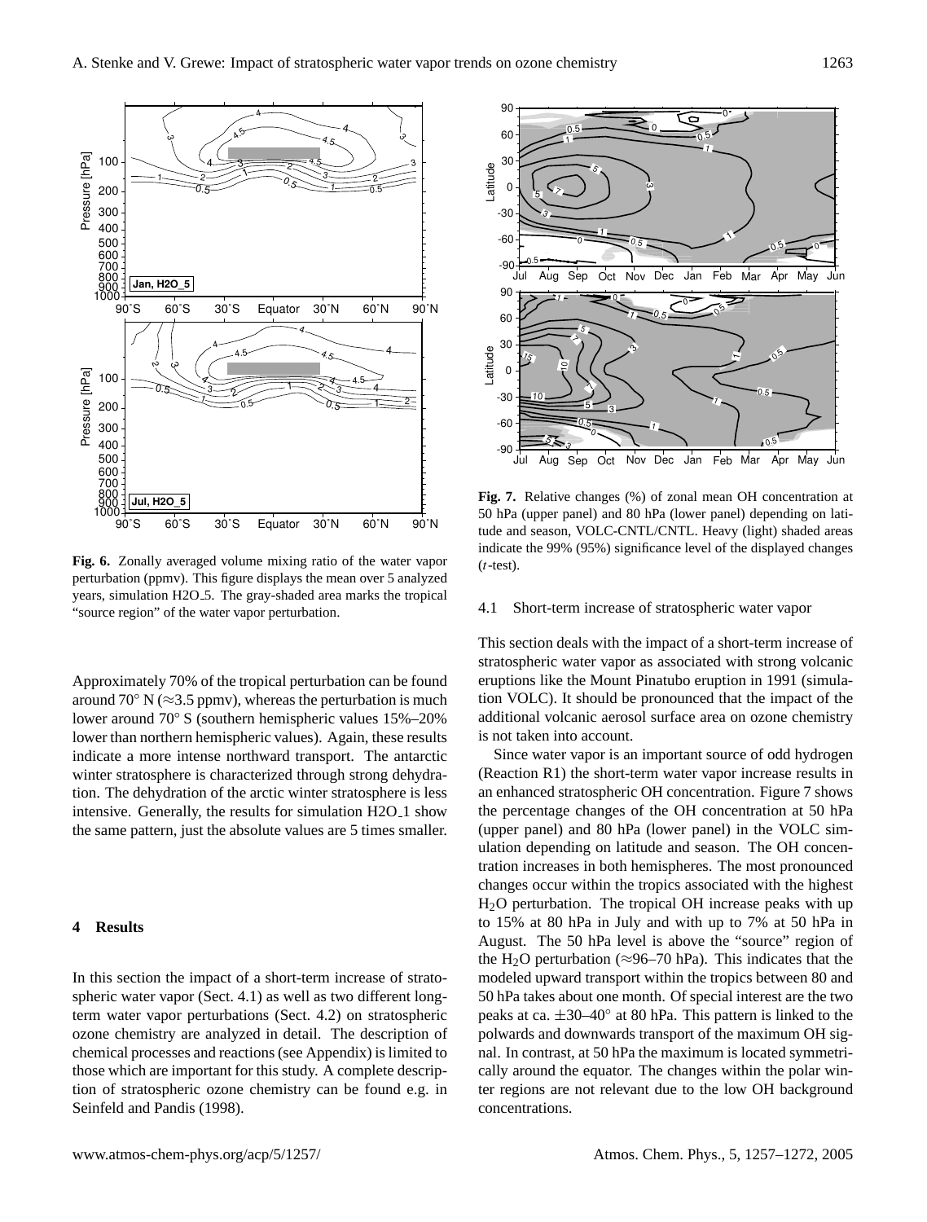**Fig. 6.** Zonally averaged volume mixing ratio of the water vapor perturbation (ppmv). This figure displays the mean over 5 analyzed years, simulation H2O_5. The gray-shaded area marks the tropical "source region" of the water vapor perturbation.

Approximately 70% of the tropical perturbation can be found around 70° N (≈3.5 ppmv), whereas the perturbation is much lower around 70° S (southern hemispheric values 15%–20% lower than northern hemispheric values). Again, these results indicate a more intense northward transport. The antarctic winter stratosphere is characterized through strong dehydration. The dehydration of the arctic winter stratosphere is less intensive. Generally, the results for simulation H2O_1 show the same pattern, just the absolute values are 5 times smaller.

## 4 Results

In this section the impact of a short-term increase of stratospheric water vapor (Sect. 4.1) as well as two different long-term water vapor perturbations (Sect. 4.2) on stratospheric ozone chemistry are analyzed in detail. The description of chemical processes and reactions (see Appendix) is limited to those which are important for this study. A complete description of stratospheric ozone chemistry can be found e.g. in Seinfeld and Pandis (1998).

**Fig. 7.** Relative changes (%) of zonal mean OH concentration at 50 hPa (upper panel) and 80 hPa (lower panel) depending on latitude and season, VOLC-CNTL/CNTL. Heavy (light) shaded areas indicate the 99% (95%) significance level of the displayed changes (*t*-test).

### 4.1 Short-term increase of stratospheric water vapor

This section deals with the impact of a short-term increase of stratospheric water vapor as associated with strong volcanic eruptions like the Mount Pinatubo eruption in 1991 (simulation VOLC). It should be pronounced that the impact of the additional volcanic aerosol surface area on ozone chemistry is not taken into account.

Since water vapor is an important source of odd hydrogen (Reaction R1) the short-term water vapor increase results in an enhanced stratospheric OH concentration. Figure 7 shows the percentage changes of the OH concentration at 50 hPa (upper panel) and 80 hPa (lower panel) in the VOLC simulation depending on latitude and season. The OH concentration increases in both hemispheres. The most pronounced changes occur within the tropics associated with the highest $H_2O$ perturbation. The tropical OH increase peaks with up to 15% at 80 hPa in July and with up to 7% at 50 hPa in August. The 50 hPa level is above the "source" region of the $H_2O$ perturbation (≈96–70 hPa). This indicates that the modeled upward transport within the tropics between 80 and 50 hPa takes about one month. Of special interest are the two peaks at ca. ±30–40° at 80 hPa. This pattern is linked to the polwards and downwards transport of the maximum OH signal. In contrast, at 50 hPa the maximum is located symmetrically around the equator. The changes within the polar winter regions are not relevant due to the low OH background concentrations.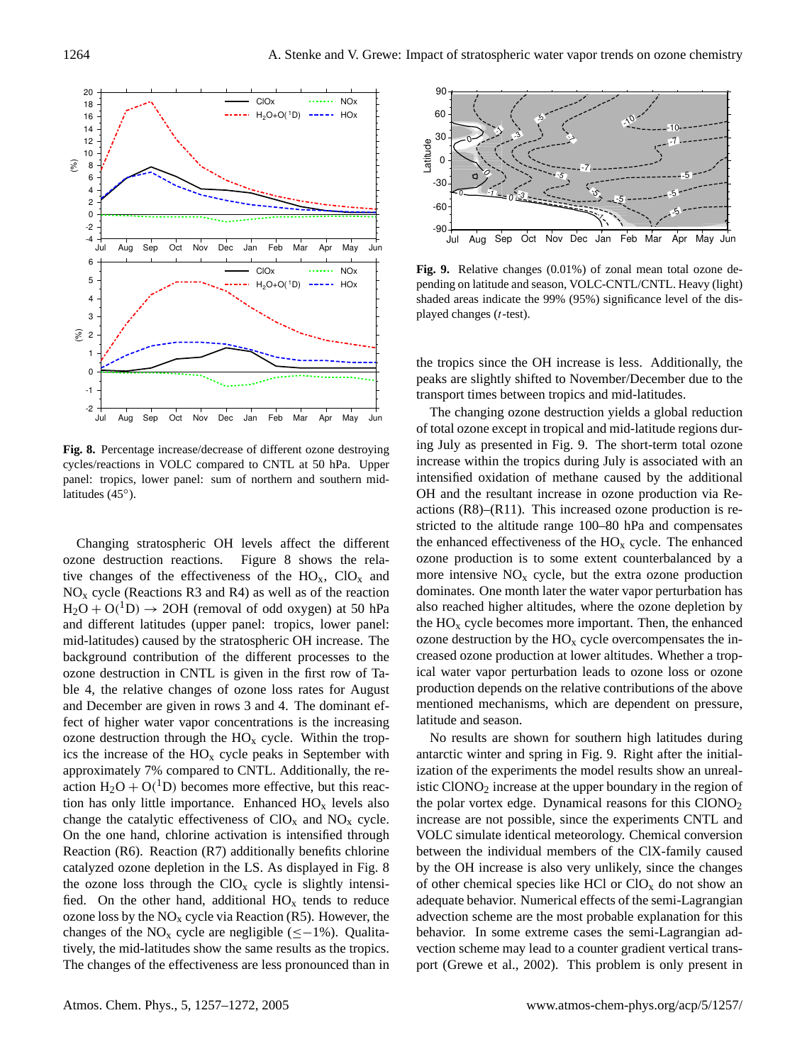**Fig. 8.** Percentage increase/decrease of different ozone destroying cycles/reactions in VOLC compared to CNTL at 50 hPa. Upper panel: tropics, lower panel: sum of northern and southern mid-latitudes (45°).

Changing stratospheric OH levels affect the different ozone destruction reactions. Figure 8 shows the relative changes of the effectiveness of the $HO_x$, $ClO_x$ and $NO_x$ cycle (Reactions R3 and R4) as well as of the reaction $H_2O + O(^1D) \rightarrow 2OH$ (removal of odd oxygen) at 50 hPa and different latitudes (upper panel: tropics, lower panel: mid-latitudes) caused by the stratospheric OH increase. The background contribution of the different processes to the ozone destruction in CNTL is given in the first row of Table 4, the relative changes of ozone loss rates for August and December are given in rows 3 and 4. The dominant effect of higher water vapor concentrations is the increasing ozone destruction through the $HO_x$ cycle. Within the tropics the increase of the $HO_x$ cycle peaks in September with approximately 7% compared to CNTL. Additionally, the reaction $H_2O + O(^1D)$ becomes more effective, but this reaction has only little importance. Enhanced $HO_x$ levels also change the catalytic effectiveness of $ClO_x$ and $NO_x$ cycle. On the one hand, chlorine activation is intensified through Reaction (R6). Reaction (R7) additionally benefits chlorine catalyzed ozone depletion in the LS. As displayed in Fig. 8 the ozone loss through the $ClO_x$ cycle is slightly intensified. On the other hand, additional $HO_x$ tends to reduce ozone loss by the $NO_x$ cycle via Reaction (R5). However, the changes of the $NO_x$ cycle are negligible ($\leq -1\%$). Qualitatively, the mid-latitudes show the same results as the tropics. The changes of the effectiveness are less pronounced than in

**Fig. 9.** Relative changes (0.01%) of zonal mean total ozone depending on latitude and season, VOLC-CNTL/CNTL. Heavy (light) shaded areas indicate the 99% (95%) significance level of the displayed changes ($t$-test).

the tropics since the OH increase is less. Additionally, the peaks are slightly shifted to November/December due to the transport times between tropics and mid-latitudes.

The changing ozone destruction yields a global reduction of total ozone except in tropical and mid-latitude regions during July as presented in Fig. 9. The short-term total ozone increase within the tropics during July is associated with an intensified oxidation of methane caused by the additional OH and the resultant increase in ozone production via Reactions (R8)–(R11). This increased ozone production is restricted to the altitude range 100–80 hPa and compensates the enhanced effectiveness of the $HO_x$ cycle. The enhanced ozone production is to some extent counterbalanced by a more intensive $NO_x$ cycle, but the extra ozone production dominates. One month later the water vapor perturbation has also reached higher altitudes, where the ozone depletion by the $HO_x$ cycle becomes more important. Then, the enhanced ozone destruction by the $HO_x$ cycle overcompensates the increased ozone production at lower altitudes. Whether a tropical water vapor perturbation leads to ozone loss or ozone production depends on the relative contributions of the above mentioned mechanisms, which are dependent on pressure, latitude and season.

No results are shown for southern high latitudes during antarctic winter and spring in Fig. 9. Right after the initialization of the experiments the model results show an unrealistic $ClONO_2$ increase at the upper boundary in the region of the polar vortex edge. Dynamical reasons for this $ClONO_2$ increase are not possible, since the experiments CNTL and VOLC simulate identical meteorology. Chemical conversion between the individual members of the ClX-family caused by the OH increase is also very unlikely, since the changes of other chemical species like HCl or $ClO_x$ do not show an adequate behavior. Numerical effects of the semi-Lagrangian advection scheme are the most probable explanation for this behavior. In some extreme cases the semi-Lagrangian advection scheme may lead to a counter gradient vertical transport (Grewe et al., 2002). This problem is only present in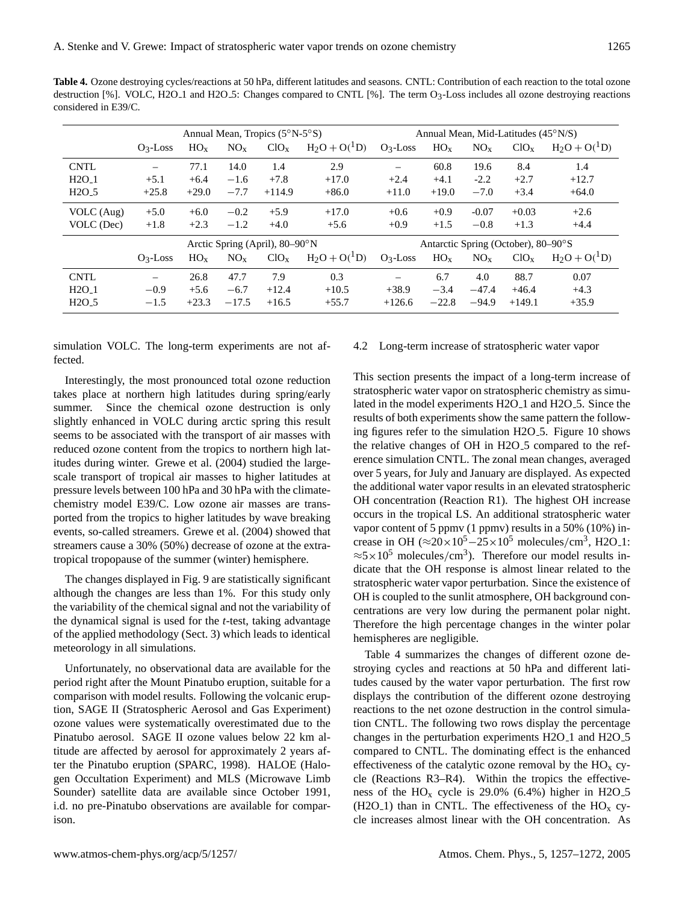**Table 4.** Ozone destroying cycles/reactions at 50 hPa, different latitudes and seasons. CNTL: Contribution of each reaction to the total ozone destruction [%]. VOLC, H2O_1 and H2O_5: Changes compared to CNTL [%]. The term $O_3$-Loss includes all ozone destroying reactions considered in E39/C.

| | Annual Mean, Tropics (5°N-5°S) | | | | | Annual Mean, Mid-Latitudes (45°N/S) | | | | |
|---|---|---|---|---|---|---|---|---|---|---|
| | $O_3$-Loss | $HO_x$ | $NO_x$ | $ClO_x$ | $H_2O + O(^1D)$ | $O_3$-Loss | $HO_x$ | $NO_x$ | $ClO_x$ | $H_2O + O(^1D)$ |
| CNTL | – | 77.1 | 14.0 | 1.4 | 2.9 | – | 60.8 | 19.6 | 8.4 | 1.4 |
| H2O_1 | +5.1 | +6.4 | −1.6 | +7.8 | +17.0 | +2.4 | +4.1 | -2.2 | +2.7 | +12.7 |
| H2O_5 | +25.8 | +29.0 | −7.7 | +114.9 | +86.0 | +11.0 | +19.0 | −7.0 | +3.4 | +64.0 |
| VOLC (Aug) | +5.0 | +6.0 | −0.2 | +5.9 | +17.0 | +0.6 | +0.9 | -0.07 | +0.03 | +2.6 |
| VOLC (Dec) | +1.8 | +2.3 | −1.2 | +4.0 | +5.6 | +0.9 | +1.5 | −0.8 | +1.3 | +4.4 |
| | Arctic Spring (April), 80–90°N | | | | | Antarctic Spring (October), 80–90°S | | | | |
| | $O_3$-Loss | $HO_x$ | $NO_x$ | $ClO_x$ | $H_2O + O(^1D)$ | $O_3$-Loss | $HO_x$ | $NO_x$ | $ClO_x$ | $H_2O + O(^1D)$ |
| CNTL | – | 26.8 | 47.7 | 7.9 | 0.3 | – | 6.7 | 4.0 | 88.7 | 0.07 |
| H2O_1 | −0.9 | +5.6 | −6.7 | +12.4 | +10.5 | +38.9 | −3.4 | −47.4 | +46.4 | +4.3 |
| H2O_5 | −1.5 | +23.3 | −17.5 | +16.5 | +55.7 | +126.6 | −22.8 | −94.9 | +149.1 | +35.9 |

simulation VOLC. The long-term experiments are not affected.

Interestingly, the most pronounced total ozone reduction takes place at northern high latitudes during spring/early summer. Since the chemical ozone destruction is only slightly enhanced in VOLC during arctic spring this result seems to be associated with the transport of air masses with reduced ozone content from the tropics to northern high latitudes during winter. Grewe et al. (2004) studied the large-scale transport of tropical air masses to higher latitudes at pressure levels between 100 hPa and 30 hPa with the climate-chemistry model E39/C. Low ozone air masses are transported from the tropics to higher latitudes by wave breaking events, so-called streamers. Grewe et al. (2004) showed that streamers cause a 30% (50%) decrease of ozone at the extratropical tropopause of the summer (winter) hemisphere.

The changes displayed in Fig. 9 are statistically significant although the changes are less than 1%. For this study only the variability of the chemical signal and not the variability of the dynamical signal is used for the *t*-test, taking advantage of the applied methodology (Sect. 3) which leads to identical meteorology in all simulations.

Unfortunately, no observational data are available for the period right after the Mount Pinatubo eruption, suitable for a comparison with model results. Following the volcanic eruption, SAGE II (Stratospheric Aerosol and Gas Experiment) ozone values were systematically overestimated due to the Pinatubo aerosol. SAGE II ozone values below 22 km altitude are affected by aerosol for approximately 2 years after the Pinatubo eruption (SPARC, 1998). HALOE (Halogen Occultation Experiment) and MLS (Microwave Limb Sounder) satellite data are available since October 1991, i.d. no pre-Pinatubo observations are available for comparison.

## 4.2 Long-term increase of stratospheric water vapor

This section presents the impact of a long-term increase of stratospheric water vapor on stratospheric chemistry as simulated in the model experiments H2O_1 and H2O_5. Since the results of both experiments show the same pattern the following figures refer to the simulation H2O_5. Figure 10 shows the relative changes of OH in H2O_5 compared to the reference simulation CNTL. The zonal mean changes, averaged over 5 years, for July and January are displayed. As expected the additional water vapor results in an elevated stratospheric OH concentration (Reaction R1). The highest OH increase occurs in the tropical LS. An additional stratospheric water vapor content of 5 ppmv (1 ppmv) results in a 50% (10%) increase in OH ($\approx 20\times10^5$–$25\times10^5$ molecules/cm$^3$, H2O_1: $\approx 5\times10^5$ molecules/cm$^3$). Therefore our model results indicate that the OH response is almost linear related to the stratospheric water vapor perturbation. Since the existence of OH is coupled to the sunlit atmosphere, OH background concentrations are very low during the permanent polar night. Therefore the high percentage changes in the winter polar hemispheres are negligible.

Table 4 summarizes the changes of different ozone destroying cycles and reactions at 50 hPa and different latitudes caused by the water vapor perturbation. The first row displays the contribution of the different ozone destroying reactions to the net ozone destruction in the control simulation CNTL. The following two rows display the percentage changes in the perturbation experiments H2O_1 and H2O_5 compared to CNTL. The dominating effect is the enhanced effectiveness of the catalytic ozone removal by the $HO_x$ cycle (Reactions R3–R4). Within the tropics the effectiveness of the $HO_x$ cycle is 29.0% (6.4%) higher in H2O_5 (H2O_1) than in CNTL. The effectiveness of the $HO_x$ cycle increases almost linear with the OH concentration. As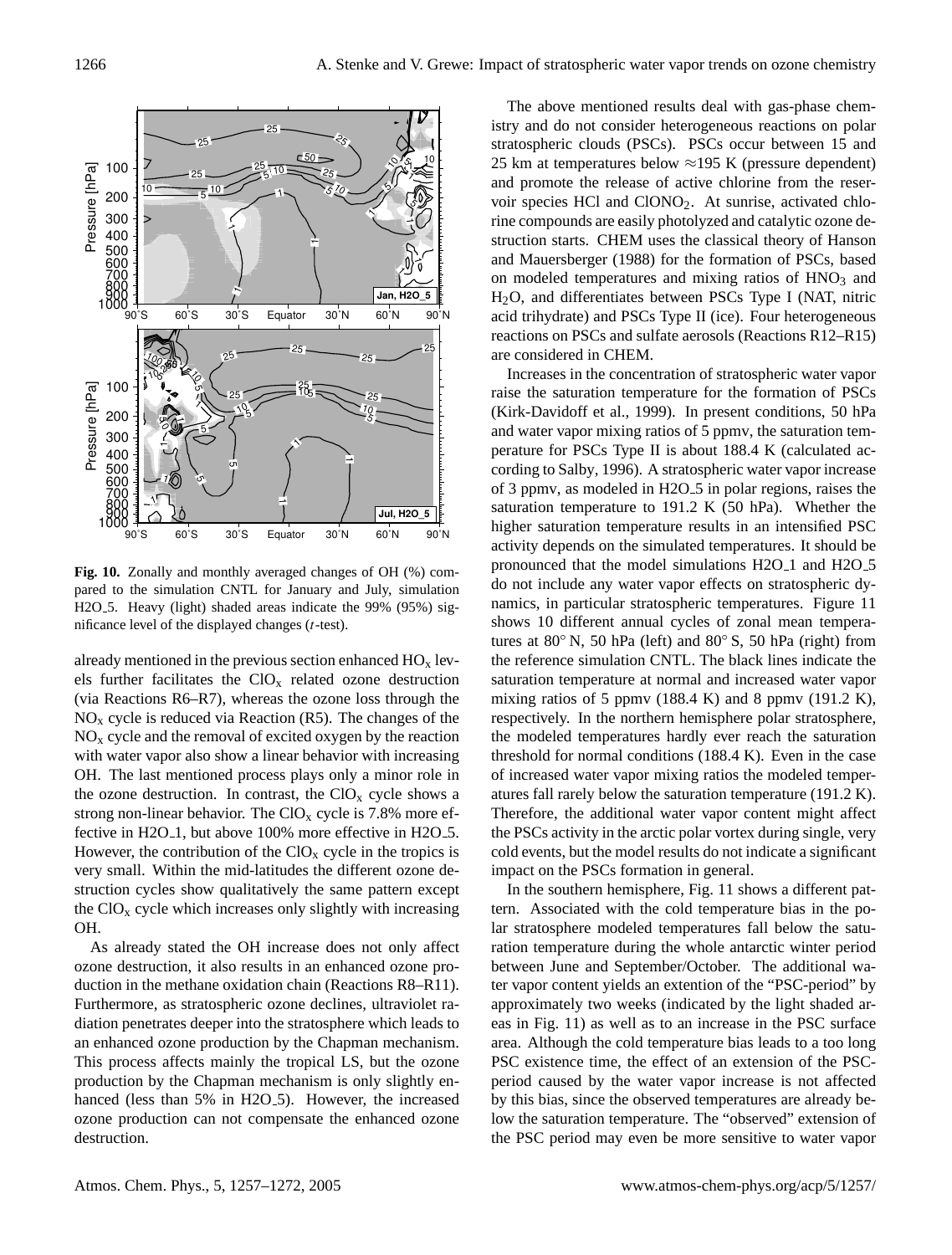**Fig. 10.** Zonally and monthly averaged changes of OH (%) compared to the simulation CNTL for January and July, simulation H2O_5. Heavy (light) shaded areas indicate the 99% (95%) significance level of the displayed changes (*t*-test).

already mentioned in the previous section enhanced $HO_x$ levels further facilitates the $ClO_x$ related ozone destruction (via Reactions R6–R7), whereas the ozone loss through the $NO_x$ cycle is reduced via Reaction (R5). The changes of the $NO_x$ cycle and the removal of excited oxygen by the reaction with water vapor also show a linear behavior with increasing OH. The last mentioned process plays only a minor role in the ozone destruction. In contrast, the $ClO_x$ cycle shows a strong non-linear behavior. The $ClO_x$ cycle is 7.8% more effective in H2O_1, but above 100% more effective in H2O_5. However, the contribution of the $ClO_x$ cycle in the tropics is very small. Within the mid-latitudes the different ozone destruction cycles show qualitatively the same pattern except the $ClO_x$ cycle which increases only slightly with increasing OH.

As already stated the OH increase does not only affect ozone destruction, it also results in an enhanced ozone production in the methane oxidation chain (Reactions R8–R11). Furthermore, as stratospheric ozone declines, ultraviolet radiation penetrates deeper into the stratosphere which leads to an enhanced ozone production by the Chapman mechanism. This process affects mainly the tropical LS, but the ozone production by the Chapman mechanism is only slightly enhanced (less than 5% in H2O_5). However, the increased ozone production can not compensate the enhanced ozone destruction.

The above mentioned results deal with gas-phase chemistry and do not consider heterogeneous reactions on polar stratospheric clouds (PSCs). PSCs occur between 15 and 25 km at temperatures below ≈195 K (pressure dependent) and promote the release of active chlorine from the reservoir species HCl and $ClONO_2$. At sunrise, activated chlorine compounds are easily photolyzed and catalytic ozone destruction starts. CHEM uses the classical theory of Hanson and Mauersberger (1988) for the formation of PSCs, based on modeled temperatures and mixing ratios of $HNO_3$ and $H_2O$, and differentiates between PSCs Type I (NAT, nitric acid trihydrate) and PSCs Type II (ice). Four heterogeneous reactions on PSCs and sulfate aerosols (Reactions R12–R15) are considered in CHEM.

Increases in the concentration of stratospheric water vapor raise the saturation temperature for the formation of PSCs (Kirk-Davidoff et al., 1999). In present conditions, 50 hPa and water vapor mixing ratios of 5 ppmv, the saturation temperature for PSCs Type II is about 188.4 K (calculated according to Salby, 1996). A stratospheric water vapor increase of 3 ppmv, as modeled in H2O_5 in polar regions, raises the saturation temperature to 191.2 K (50 hPa). Whether the higher saturation temperature results in an intensified PSC activity depends on the simulated temperatures. It should be pronounced that the model simulations H2O_1 and H2O_5 do not include any water vapor effects on stratospheric dynamics, in particular stratospheric temperatures. Figure 11 shows 10 different annual cycles of zonal mean temperatures at 80° N, 50 hPa (left) and 80° S, 50 hPa (right) from the reference simulation CNTL. The black lines indicate the saturation temperature at normal and increased water vapor mixing ratios of 5 ppmv (188.4 K) and 8 ppmv (191.2 K), respectively. In the northern hemisphere polar stratosphere, the modeled temperatures hardly ever reach the saturation threshold for normal conditions (188.4 K). Even in the case of increased water vapor mixing ratios the modeled temperatures fall rarely below the saturation temperature (191.2 K). Therefore, the additional water vapor content might affect the PSCs activity in the arctic polar vortex during single, very cold events, but the model results do not indicate a significant impact on the PSCs formation in general.

In the southern hemisphere, Fig. 11 shows a different pattern. Associated with the cold temperature bias in the polar stratosphere modeled temperatures fall below the saturation temperature during the whole antarctic winter period between June and September/October. The additional water vapor content yields an extention of the "PSC-period" by approximately two weeks (indicated by the light shaded areas in Fig. 11) as well as to an increase in the PSC surface area. Although the cold temperature bias leads to a too long PSC existence time, the effect of an extension of the PSC-period caused by the water vapor increase is not affected by this bias, since the observed temperatures are already below the saturation temperature. The "observed" extension of the PSC period may even be more sensitive to water vapor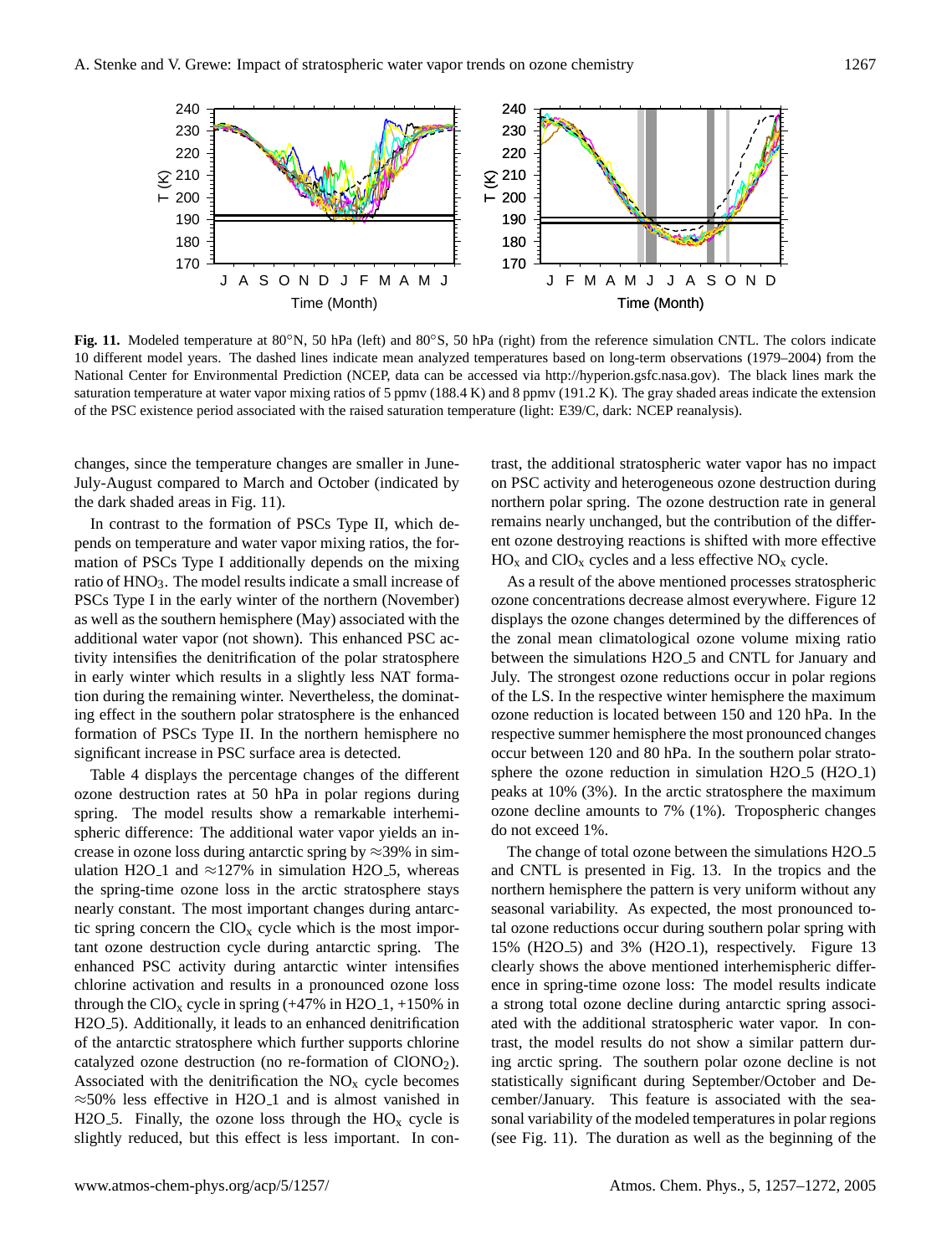**Fig. 11.** Modeled temperature at 80°N, 50 hPa (left) and 80°S, 50 hPa (right) from the reference simulation CNTL. The colors indicate 10 different model years. The dashed lines indicate mean analyzed temperatures based on long-term observations (1979–2004) from the National Center for Environmental Prediction (NCEP, data can be accessed via http://hyperion.gsfc.nasa.gov). The black lines mark the saturation temperature at water vapor mixing ratios of 5 ppmv (188.4 K) and 8 ppmv (191.2 K). The gray shaded areas indicate the extension of the PSC existence period associated with the raised saturation temperature (light: E39/C, dark: NCEP reanalysis).

changes, since the temperature changes are smaller in June-July-August compared to March and October (indicated by the dark shaded areas in Fig. 11).

In contrast to the formation of PSCs Type II, which depends on temperature and water vapor mixing ratios, the formation of PSCs Type I additionally depends on the mixing ratio of $HNO_3$. The model results indicate a small increase of PSCs Type I in the early winter of the northern (November) as well as the southern hemisphere (May) associated with the additional water vapor (not shown). This enhanced PSC activity intensifies the denitrification of the polar stratosphere in early winter which results in a slightly less NAT formation during the remaining winter. Nevertheless, the dominating effect in the southern polar stratosphere is the enhanced formation of PSCs Type II. In the northern hemisphere no significant increase in PSC surface area is detected.

Table 4 displays the percentage changes of the different ozone destruction rates at 50 hPa in polar regions during spring. The model results show a remarkable interhemispheric difference: The additional water vapor yields an increase in ozone loss during antarctic spring by ≈39% in simulation H2O_1 and ≈127% in simulation H2O_5, whereas the spring-time ozone loss in the arctic stratosphere stays nearly constant. The most important changes during antarctic spring concern the $ClO_x$ cycle which is the most important ozone destruction cycle during antarctic spring. The enhanced PSC activity during antarctic winter intensifies chlorine activation and results in a pronounced ozone loss through the $ClO_x$ cycle in spring (+47% in H2O_1, +150% in H2O_5). Additionally, it leads to an enhanced denitrification of the antarctic stratosphere which further supports chlorine catalyzed ozone destruction (no re-formation of $ClONO_2$). Associated with the denitrification the $NO_x$ cycle becomes ≈50% less effective in H2O_1 and is almost vanished in H2O_5. Finally, the ozone loss through the $HO_x$ cycle is slightly reduced, but this effect is less important. In contrast, the additional stratospheric water vapor has no impact on PSC activity and heterogeneous ozone destruction during northern polar spring. The ozone destruction rate in general remains nearly unchanged, but the contribution of the different ozone destroying reactions is shifted with more effective $HO_x$ and $ClO_x$ cycles and a less effective $NO_x$ cycle.

As a result of the above mentioned processes stratospheric ozone concentrations decrease almost everywhere. Figure 12 displays the ozone changes determined by the differences of the zonal mean climatological ozone volume mixing ratio between the simulations H2O_5 and CNTL for January and July. The strongest ozone reductions occur in polar regions of the LS. In the respective winter hemisphere the maximum ozone reduction is located between 150 and 120 hPa. In the respective summer hemisphere the most pronounced changes occur between 120 and 80 hPa. In the southern polar stratosphere the ozone reduction in simulation H2O_5 (H2O_1) peaks at 10% (3%). In the arctic stratosphere the maximum ozone decline amounts to 7% (1%). Tropospheric changes do not exceed 1%.

The change of total ozone between the simulations H2O_5 and CNTL is presented in Fig. 13. In the tropics and the northern hemisphere the pattern is very uniform without any seasonal variability. As expected, the most pronounced total ozone reductions occur during southern polar spring with 15% (H2O_5) and 3% (H2O_1), respectively. Figure 13 clearly shows the above mentioned interhemispheric difference in spring-time ozone loss: The model results indicate a strong total ozone decline during antarctic spring associated with the additional stratospheric water vapor. In contrast, the model results do not show a similar pattern during arctic spring. The southern polar ozone decline is not statistically significant during September/October and December/January. This feature is associated with the seasonal variability of the modeled temperatures in polar regions (see Fig. 11). The duration as well as the beginning of the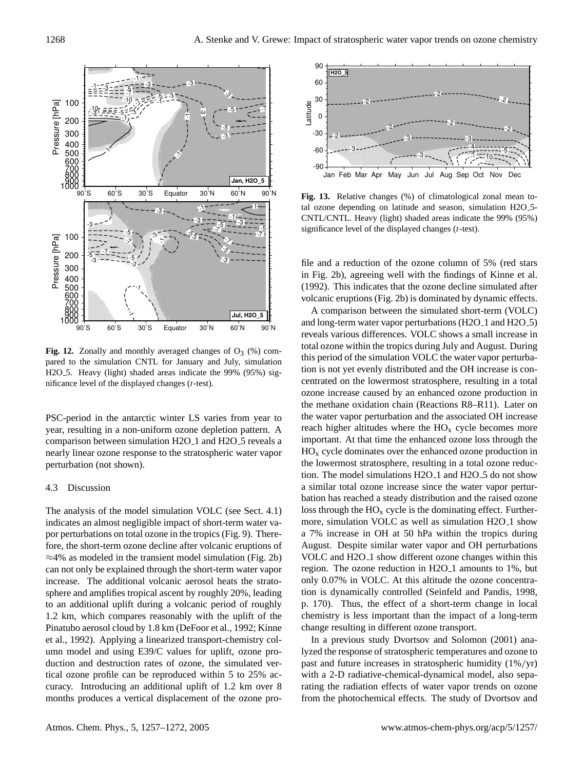**Fig. 12.** Zonally and monthly averaged changes of $O_3$ (%) compared to the simulation CNTL for January and July, simulation H2O_5. Heavy (light) shaded areas indicate the 99% (95%) significance level of the displayed changes (*t*-test).

**Fig. 13.** Relative changes (%) of climatological zonal mean total ozone depending on latitude and season, simulation H2O_5-CNTL/CNTL. Heavy (light) shaded areas indicate the 99% (95%) significance level of the displayed changes (*t*-test).

PSC-period in the antarctic winter LS varies from year to year, resulting in a non-uniform ozone depletion pattern. A comparison between simulation H2O_1 and H2O_5 reveals a nearly linear ozone response to the stratospheric water vapor perturbation (not shown).

### 4.3 Discussion

The analysis of the model simulation VOLC (see Sect. 4.1) indicates an almost negligible impact of short-term water vapor perturbations on total ozone in the tropics (Fig. 9). Therefore, the short-term ozone decline after volcanic eruptions of $\approx$4% as modeled in the transient model simulation (Fig. 2b) can not only be explained through the short-term water vapor increase. The additional volcanic aerosol heats the stratosphere and amplifies tropical ascent by roughly 20%, leading to an additional uplift during a volcanic period of roughly 1.2 km, which compares reasonably with the uplift of the Pinatubo aerosol cloud by 1.8 km (DeFoor et al., 1992; Kinne et al., 1992). Applying a linearized transport-chemistry column model and using E39/C values for uplift, ozone production and destruction rates of ozone, the simulated vertical ozone profile can be reproduced within 5 to 25% accuracy. Introducing an additional uplift of 1.2 km over 8 months produces a vertical displacement of the ozone profile and a reduction of the ozone column of 5% (red stars in Fig. 2b), agreeing well with the findings of Kinne et al. (1992). This indicates that the ozone decline simulated after volcanic eruptions (Fig. 2b) is dominated by dynamic effects.

A comparison between the simulated short-term (VOLC) and long-term water vapor perturbations (H2O_1 and H2O_5) reveals various differences. VOLC shows a small increase in total ozone within the tropics during July and August. During this period of the simulation VOLC the water vapor perturbation is not yet evenly distributed and the OH increase is concentrated on the lowermost stratosphere, resulting in a total ozone increase caused by an enhanced ozone production in the methane oxidation chain (Reactions R8–R11). Later on the water vapor perturbation and the associated OH increase reach higher altitudes where the $HO_x$ cycle becomes more important. At that time the enhanced ozone loss through the $HO_x$ cycle dominates over the enhanced ozone production in the lowermost stratosphere, resulting in a total ozone reduction. The model simulations H2O_1 and H2O_5 do not show a similar total ozone increase since the water vapor perturbation has reached a steady distribution and the raised ozone loss through the $HO_x$ cycle is the dominating effect. Furthermore, simulation VOLC as well as simulation H2O_1 show a 7% increase in OH at 50 hPa within the tropics during August. Despite similar water vapor and OH perturbations VOLC and H2O_1 show different ozone changes within this region. The ozone reduction in H2O_1 amounts to 1%, but only 0.07% in VOLC. At this altitude the ozone concentration is dynamically controlled (Seinfeld and Pandis, 1998, p. 170). Thus, the effect of a short-term change in local chemistry is less important than the impact of a long-term change resulting in different ozone transport.

In a previous study Dvortsov and Solomon (2001) analyzed the response of stratospheric temperatures and ozone to past and future increases in stratospheric humidity (1%/yr) with a 2-D radiative-chemical-dynamical model, also separating the radiation effects of water vapor trends on ozone from the photochemical effects. The study of Dvortsov and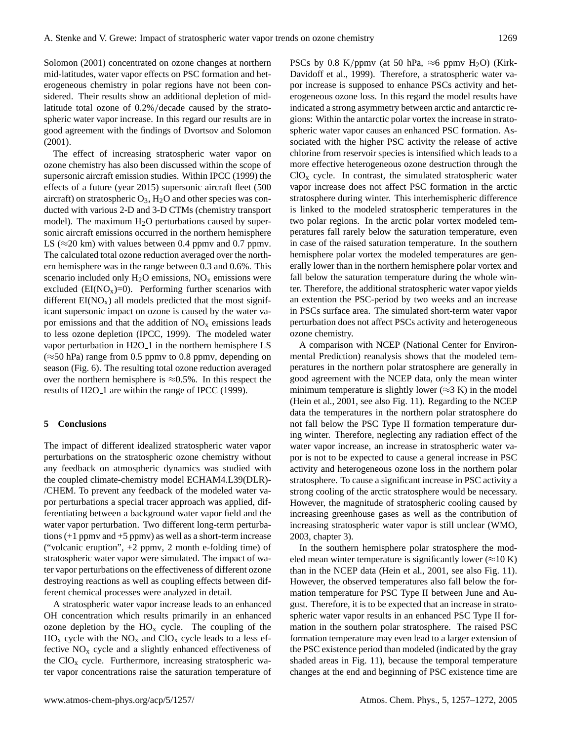Solomon (2001) concentrated on ozone changes at northern mid-latitudes, water vapor effects on PSC formation and heterogeneous chemistry in polar regions have not been considered. Their results show an additional depletion of mid-latitude total ozone of 0.2%/decade caused by the stratospheric water vapor increase. In this regard our results are in good agreement with the findings of Dvortsov and Solomon (2001).

The effect of increasing stratospheric water vapor on ozone chemistry has also been discussed within the scope of supersonic aircraft emission studies. Within IPCC (1999) the effects of a future (year 2015) supersonic aircraft fleet (500 aircraft) on stratospheric $O_3$, $H_2O$ and other species was conducted with various 2-D and 3-D CTMs (chemistry transport model). The maximum $H_2O$ perturbations caused by supersonic aircraft emissions occurred in the northern hemisphere LS (≈20 km) with values between 0.4 ppmv and 0.7 ppmv. The calculated total ozone reduction averaged over the northern hemisphere was in the range between 0.3 and 0.6%. This scenario included only $H_2O$ emissions, $NO_x$ emissions were excluded ($EI(NO_x)=0$). Performing further scenarios with different $EI(NO_x)$ all models predicted that the most significant supersonic impact on ozone is caused by the water vapor emissions and that the addition of $NO_x$ emissions leads to less ozone depletion (IPCC, 1999). The modeled water vapor perturbation in H2O_1 in the northern hemisphere LS (≈50 hPa) range from 0.5 ppmv to 0.8 ppmv, depending on season (Fig. 6). The resulting total ozone reduction averaged over the northern hemisphere is ≈0.5%. In this respect the results of H2O_1 are within the range of IPCC (1999).

## 5 Conclusions

The impact of different idealized stratospheric water vapor perturbations on the stratospheric ozone chemistry without any feedback on atmospheric dynamics was studied with the coupled climate-chemistry model ECHAM4.L39(DLR)-/CHEM. To prevent any feedback of the modeled water vapor perturbations a special tracer approach was applied, differentiating between a background water vapor field and the water vapor perturbation. Two different long-term perturbations (+1 ppmv and +5 ppmv) as well as a short-term increase ("volcanic eruption", +2 ppmv, 2 month e-folding time) of stratospheric water vapor were simulated. The impact of water vapor perturbations on the effectiveness of different ozone destroying reactions as well as coupling effects between different chemical processes were analyzed in detail.

A stratospheric water vapor increase leads to an enhanced OH concentration which results primarily in an enhanced ozone depletion by the $HO_x$ cycle. The coupling of the $HO_x$ cycle with the $NO_x$ and $ClO_x$ cycle leads to a less effective $NO_x$ cycle and a slightly enhanced effectiveness of the $ClO_x$ cycle. Furthermore, increasing stratospheric water vapor concentrations raise the saturation temperature of PSCs by 0.8 K/ppmv (at 50 hPa, ≈6 ppmv $H_2O$) (Kirk-Davidoff et al., 1999). Therefore, a stratospheric water vapor increase is supposed to enhance PSCs activity and heterogeneous ozone loss. In this regard the model results have indicated a strong asymmetry between arctic and antarctic regions: Within the antarctic polar vortex the increase in stratospheric water vapor causes an enhanced PSC formation. Associated with the higher PSC activity the release of active chlorine from reservoir species is intensified which leads to a more effective heterogeneous ozone destruction through the $ClO_x$ cycle. In contrast, the simulated stratospheric water vapor increase does not affect PSC formation in the arctic stratosphere during winter. This interhemispheric difference is linked to the modeled stratospheric temperatures in the two polar regions. In the arctic polar vortex modeled temperatures fall rarely below the saturation temperature, even in case of the raised saturation temperature. In the southern hemisphere polar vortex the modeled temperatures are generally lower than in the northern hemisphere polar vortex and fall below the saturation temperature during the whole winter. Therefore, the additional stratospheric water vapor yields an extention the PSC-period by two weeks and an increase in PSCs surface area. The simulated short-term water vapor perturbation does not affect PSCs activity and heterogeneous ozone chemistry.

A comparison with NCEP (National Center for Environmental Prediction) reanalysis shows that the modeled temperatures in the northern polar stratosphere are generally in good agreement with the NCEP data, only the mean winter minimum temperature is slightly lower (≈3 K) in the model (Hein et al., 2001, see also Fig. 11). Regarding to the NCEP data the temperatures in the northern polar stratosphere do not fall below the PSC Type II formation temperature during winter. Therefore, neglecting any radiation effect of the water vapor increase, an increase in stratospheric water vapor is not to be expected to cause a general increase in PSC activity and heterogeneous ozone loss in the northern polar stratosphere. To cause a significant increase in PSC activity a strong cooling of the arctic stratosphere would be necessary. However, the magnitude of stratospheric cooling caused by increasing greenhouse gases as well as the contribution of increasing stratospheric water vapor is still unclear (WMO, 2003, chapter 3).

In the southern hemisphere polar stratosphere the modeled mean winter temperature is significantly lower (≈10 K) than in the NCEP data (Hein et al., 2001, see also Fig. 11). However, the observed temperatures also fall below the formation temperature for PSC Type II between June and August. Therefore, it is to be expected that an increase in stratospheric water vapor results in an enhanced PSC Type II formation in the southern polar stratosphere. The raised PSC formation temperature may even lead to a larger extension of the PSC existence period than modeled (indicated by the gray shaded areas in Fig. 11), because the temporal temperature changes at the end and beginning of PSC existence time are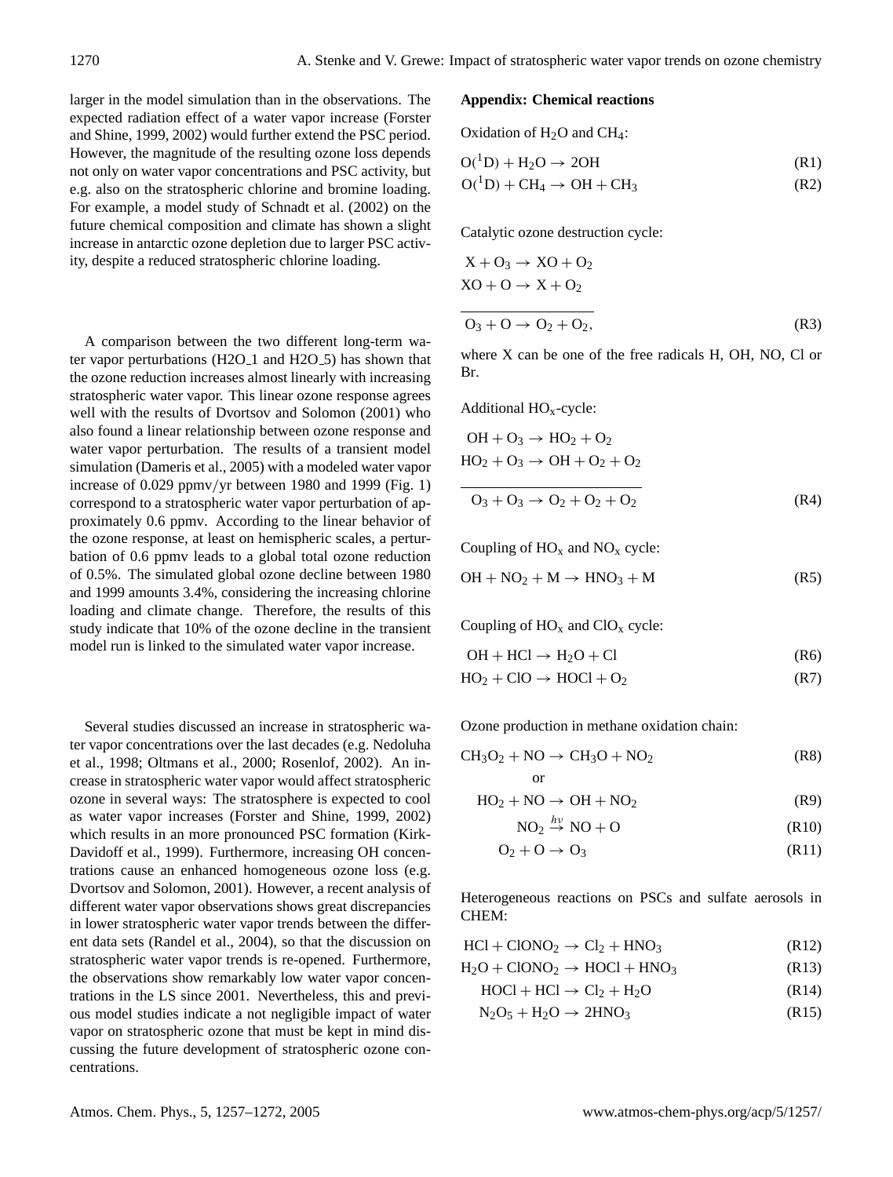larger in the model simulation than in the observations. The expected radiation effect of a water vapor increase (Forster and Shine, 1999, 2002) would further extend the PSC period. However, the magnitude of the resulting ozone loss depends not only on water vapor concentrations and PSC activity, but e.g. also on the stratospheric chlorine and bromine loading. For example, a model study of Schnadt et al. (2002) on the future chemical composition and climate has shown a slight increase in antarctic ozone depletion due to larger PSC activity, despite a reduced stratospheric chlorine loading.

A comparison between the two different long-term water vapor perturbations (H2O_1 and H2O_5) has shown that the ozone reduction increases almost linearly with increasing stratospheric water vapor. This linear ozone response agrees well with the results of Dvortsov and Solomon (2001) who also found a linear relationship between ozone response and water vapor perturbation. The results of a transient model simulation (Dameris et al., 2005) with a modeled water vapor increase of 0.029 ppmv/yr between 1980 and 1999 (Fig. 1) correspond to a stratospheric water vapor perturbation of approximately 0.6 ppmv. According to the linear behavior of the ozone response, at least on hemispheric scales, a perturbation of 0.6 ppmv leads to a global total ozone reduction of 0.5%. The simulated global ozone decline between 1980 and 1999 amounts 3.4%, considering the increasing chlorine loading and climate change. Therefore, the results of this study indicate that 10% of the ozone decline in the transient model run is linked to the simulated water vapor increase.

Several studies discussed an increase in stratospheric water vapor concentrations over the last decades (e.g. Nedoluha et al., 1998; Oltmans et al., 2000; Rosenlof, 2002). An increase in stratospheric water vapor would affect stratospheric ozone in several ways: The stratosphere is expected to cool as water vapor increases (Forster and Shine, 1999, 2002) which results in an more pronounced PSC formation (Kirk-Davidoff et al., 1999). Furthermore, increasing OH concentrations cause an enhanced homogeneous ozone loss (e.g. Dvortsov and Solomon, 2001). However, a recent analysis of different water vapor observations shows great discrepancies in lower stratospheric water vapor trends between the different data sets (Randel et al., 2004), so that the discussion on stratospheric water vapor trends is re-opened. Furthermore, the observations show remarkably low water vapor concentrations in the LS since 2001. Nevertheless, this and previous model studies indicate a not negligible impact of water vapor on stratospheric ozone that must be kept in mind discussing the future development of stratospheric ozone concentrations.

## Appendix: Chemical reactions

Oxidation of $H_2O$ and $CH_4$:

$$O(^1D) + H_2O \rightarrow 2OH \tag{R1}$$

$$O(^1D) + CH_4 \rightarrow OH + CH_3 \tag{R2}$$

Catalytic ozone destruction cycle:

$$X + O_3 \rightarrow XO + O_2$$

$$XO + O \rightarrow X + O_2$$

$$\overline{O_3 + O \rightarrow O_2 + O_2,} \tag{R3}$$

where X can be one of the free radicals H, OH, NO, Cl or Br.

Additional $HO_x$-cycle:

$$OH + O_3 \rightarrow HO_2 + O_2$$

$$HO_2 + O_3 \rightarrow OH + O_2 + O_2$$

$$\overline{O_3 + O_3 \rightarrow O_2 + O_2 + O_2} \tag{R4}$$

Coupling of $HO_x$ and $NO_x$ cycle:

$$OH + NO_2 + M \rightarrow HNO_3 + M \tag{R5}$$

Coupling of $HO_x$ and $ClO_x$ cycle:

$$OH + HCl \rightarrow H_2O + Cl \tag{R6}$$

$$HO_2 + ClO \rightarrow HOCl + O_2 \tag{R7}$$

Ozone production in methane oxidation chain:

$$CH_3O_2 + NO \rightarrow CH_3O + NO_2 \tag{R8}$$

or

$$HO_2 + NO \rightarrow OH + NO_2 \tag{R9}$$

$$NO_2 \xrightarrow{h\nu} NO + O \tag{R10}$$

$$O_2 + O \rightarrow O_3 \tag{R11}$$

Heterogeneous reactions on PSCs and sulfate aerosols in CHEM:

$$HCl + ClONO_2 \rightarrow Cl_2 + HNO_3 \tag{R12}$$

$$H_2O + ClONO_2 \rightarrow HOCl + HNO_3 \tag{R13}$$

$$HOCl + HCl \rightarrow Cl_2 + H_2O \tag{R14}$$

$$N_2O_5 + H_2O \rightarrow 2HNO_3 \tag{R15}$$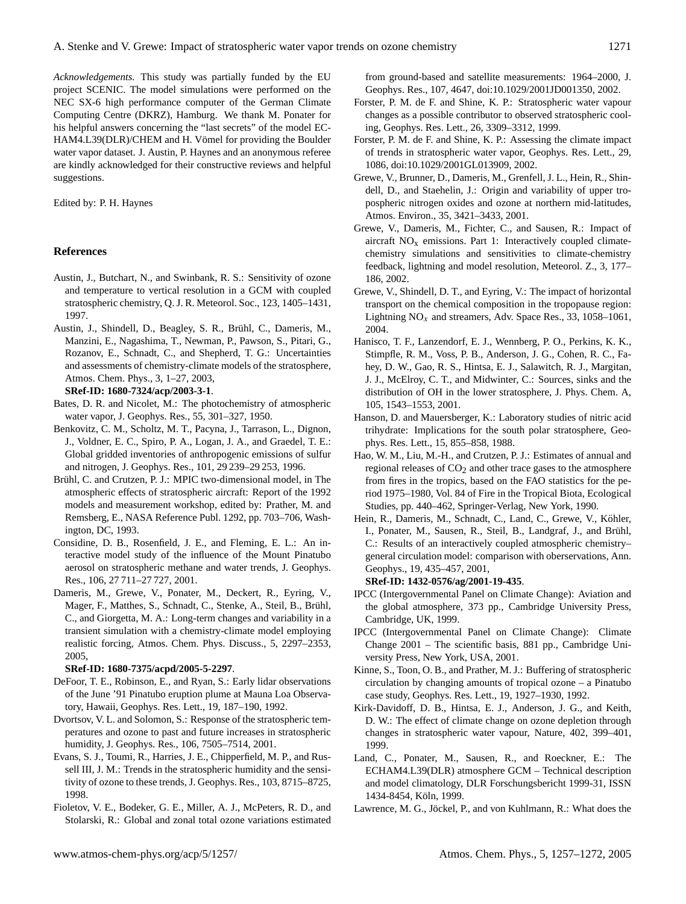*Acknowledgements.* This study was partially funded by the EU project SCENIC. The model simulations were performed on the NEC SX-6 high performance computer of the German Climate Computing Centre (DKRZ), Hamburg. We thank M. Ponater for his helpful answers concerning the "last secrets" of the model ECHAM4.L39(DLR)/CHEM and H. Vömel for providing the Boulder water vapor dataset. J. Austin, P. Haynes and an anonymous referee are kindly acknowledged for their constructive reviews and helpful suggestions.

Edited by: P. H. Haynes

## References

Austin, J., Butchart, N., and Swinbank, R. S.: Sensitivity of ozone and temperature to vertical resolution in a GCM with coupled stratospheric chemistry, Q. J. R. Meteorol. Soc., 123, 1405–1431, 1997.

Austin, J., Shindell, D., Beagley, S. R., Brühl, C., Dameris, M., Manzini, E., Nagashima, T., Newman, P., Pawson, S., Pitari, G., Rozanov, E., Schnadt, C., and Shepherd, T. G.: Uncertainties and assessments of chemistry-climate models of the stratosphere, Atmos. Chem. Phys., 3, 1–27, 2003, **SRef-ID: 1680-7324/acp/2003-3-1**.

Bates, D. R. and Nicolet, M.: The photochemistry of atmospheric water vapor, J. Geophys. Res., 55, 301–327, 1950.

Benkovitz, C. M., Scholtz, M. T., Pacyna, J., Tarrason, L., Dignon, J., Voldner, E. C., Spiro, P. A., Logan, J. A., and Graedel, T. E.: Global gridded inventories of anthropogenic emissions of sulfur and nitrogen, J. Geophys. Res., 101, 29 239–29 253, 1996.

Brühl, C. and Crutzen, P. J.: MPIC two-dimensional model, in The atmospheric effects of stratospheric aircraft: Report of the 1992 models and measurement workshop, edited by: Prather, M. and Remsberg, E., NASA Reference Publ. 1292, pp. 703–706, Washington, DC, 1993.

Considine, D. B., Rosenfield, J. E., and Fleming, E. L.: An interactive model study of the influence of the Mount Pinatubo aerosol on stratospheric methane and water trends, J. Geophys. Res., 106, 27 711–27 727, 2001.

Dameris, M., Grewe, V., Ponater, M., Deckert, R., Eyring, V., Mager, F., Matthes, S., Schnadt, C., Stenke, A., Steil, B., Brühl, C., and Giorgetta, M. A.: Long-term changes and variability in a transient simulation with a chemistry-climate model employing realistic forcing, Atmos. Chem. Phys. Discuss., 5, 2297–2353, 2005, **SRef-ID: 1680-7375/acpd/2005-5-2297**.

DeFoor, T. E., Robinson, E., and Ryan, S.: Early lidar observations of the June '91 Pinatubo eruption plume at Mauna Loa Observatory, Hawaii, Geophys. Res. Lett., 19, 187–190, 1992.

Dvortsov, V. L. and Solomon, S.: Response of the stratospheric temperatures and ozone to past and future increases in stratospheric humidity, J. Geophys. Res., 106, 7505–7514, 2001.

Evans, S. J., Toumi, R., Harries, J. E., Chipperfield, M. P., and Russell III, J. M.: Trends in the stratospheric humidity and the sensitivity of ozone to these trends, J. Geophys. Res., 103, 8715–8725, 1998.

Fioletov, V. E., Bodeker, G. E., Miller, A. J., McPeters, R. D., and Stolarski, R.: Global and zonal total ozone variations estimated from ground-based and satellite measurements: 1964–2000, J. Geophys. Res., 107, 4647, doi:10.1029/2001JD001350, 2002.

Forster, P. M. de F. and Shine, K. P.: Stratospheric water vapour changes as a possible contributor to observed stratospheric cooling, Geophys. Res. Lett., 26, 3309–3312, 1999.

Forster, P. M. de F. and Shine, K. P.: Assessing the climate impact of trends in stratospheric water vapor, Geophys. Res. Lett., 29, 1086, doi:10.1029/2001GL013909, 2002.

Grewe, V., Brunner, D., Dameris, M., Grenfell, J. L., Hein, R., Shindell, D., and Staehelin, J.: Origin and variability of upper tropospheric nitrogen oxides and ozone at northern mid-latitudes, Atmos. Environ., 35, 3421–3433, 2001.

Grewe, V., Dameris, M., Fichter, C., and Sausen, R.: Impact of aircraft $NO_x$ emissions. Part 1: Interactively coupled climate-chemistry simulations and sensitivities to climate-chemistry feedback, lightning and model resolution, Meteorol. Z., 3, 177–186, 2002.

Grewe, V., Shindell, D. T., and Eyring, V.: The impact of horizontal transport on the chemical composition in the tropopause region: Lightning $NO_x$ and streamers, Adv. Space Res., 33, 1058–1061, 2004.

Hanisco, T. F., Lanzendorf, E. J., Wennberg, P. O., Perkins, K. K., Stimpfle, R. M., Voss, P. B., Anderson, J. G., Cohen, R. C., Fahey, D. W., Gao, R. S., Hintsa, E. J., Salawitch, R. J., Margitan, J. J., McElroy, C. T., and Midwinter, C.: Sources, sinks and the distribution of OH in the lower stratosphere, J. Phys. Chem. A, 105, 1543–1553, 2001.

Hanson, D. and Mauersberger, K.: Laboratory studies of nitric acid trihydrate: Implications for the south polar stratosphere, Geophys. Res. Lett., 15, 855–858, 1988.

Hao, W. M., Liu, M.-H., and Crutzen, P. J.: Estimates of annual and regional releases of $CO_2$ and other trace gases to the atmosphere from fires in the tropics, based on the FAO statistics for the period 1975–1980, Vol. 84 of Fire in the Tropical Biota, Ecological Studies, pp. 440–462, Springer-Verlag, New York, 1990.

Hein, R., Dameris, M., Schnadt, C., Land, C., Grewe, V., Köhler, I., Ponater, M., Sausen, R., Steil, B., Landgraf, J., and Brühl, C.: Results of an interactively coupled atmospheric chemistry–general circulation model: comparison with oberservations, Ann. Geophys., 19, 435–457, 2001, **SRef-ID: 1432-0576/ag/2001-19-435**.

IPCC (Intergovernmental Panel on Climate Change): Aviation and the global atmosphere, 373 pp., Cambridge University Press, Cambridge, UK, 1999.

IPCC (Intergovernmental Panel on Climate Change): Climate Change 2001 – The scientific basis, 881 pp., Cambridge University Press, New York, USA, 2001.

Kinne, S., Toon, O. B., and Prather, M. J.: Buffering of stratospheric circulation by changing amounts of tropical ozone – a Pinatubo case study, Geophys. Res. Lett., 19, 1927–1930, 1992.

Kirk-Davidoff, D. B., Hintsa, E. J., Anderson, J. G., and Keith, D. W.: The effect of climate change on ozone depletion through changes in stratospheric water vapour, Nature, 402, 399–401, 1999.

Land, C., Ponater, M., Sausen, R., and Roeckner, E.: The ECHAM4.L39(DLR) atmosphere GCM – Technical description and model climatology, DLR Forschungsbericht 1999-31, ISSN 1434-8454, Köln, 1999.

Lawrence, M. G., Jöckel, P., and von Kuhlmann, R.: What does the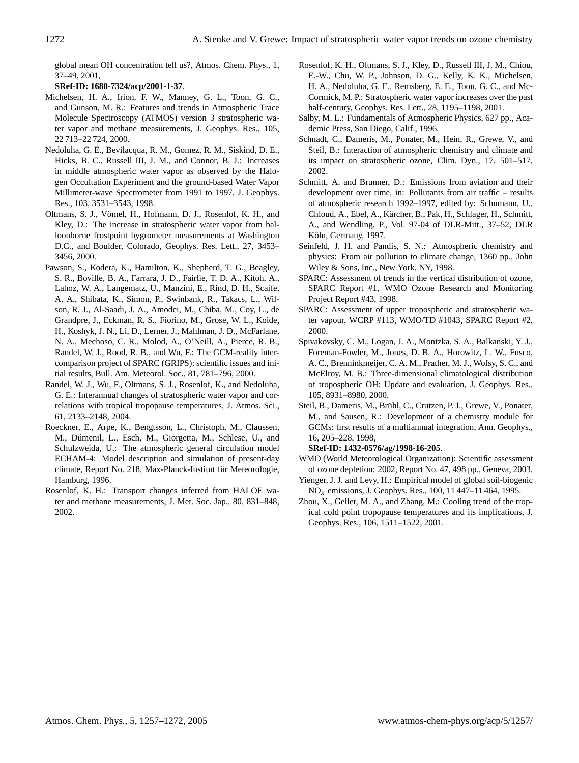global mean OH concentration tell us?, Atmos. Chem. Phys., 1, 37–49, 2001,
**SRef-ID: 1680-7324/acp/2001-1-37**.

Michelsen, H. A., Irion, F. W., Manney, G. L., Toon, G. C., and Gunson, M. R.: Features and trends in Atmospheric Trace Molecule Spectroscopy (ATMOS) version 3 stratospheric water vapor and methane measurements, J. Geophys. Res., 105, 22 713–22 724, 2000.

Nedoluha, G. E., Bevilacqua, R. M., Gomez, R. M., Siskind, D. E., Hicks, B. C., Russell III, J. M., and Connor, B. J.: Increases in middle atmospheric water vapor as observed by the Halogen Occultation Experiment and the ground-based Water Vapor Millimeter-wave Spectrometer from 1991 to 1997, J. Geophys. Res., 103, 3531–3543, 1998.

Oltmans, S. J., Vömel, H., Hofmann, D. J., Rosenlof, K. H., and Kley, D.: The increase in stratospheric water vapor from balloonborne frostpoint hygrometer measurements at Washington D.C., and Boulder, Colorado, Geophys. Res. Lett., 27, 3453–3456, 2000.

Pawson, S., Kodera, K., Hamilton, K., Shepherd, T. G., Beagley, S. R., Boville, B. A., Farrara, J. D., Fairlie, T. D. A., Kitoh, A., Lahoz, W. A., Langematz, U., Manzini, E., Rind, D. H., Scaife, A. A., Shibata, K., Simon, P., Swinbank, R., Takacs, L., Wilson, R. J., Al-Saadi, J. A., Amodei, M., Chiba, M., Coy, L., de Grandpre, J., Eckman, R. S., Fiorino, M., Grose, W. L., Koide, H., Koshyk, J. N., Li, D., Lerner, J., Mahlman, J. D., McFarlane, N. A., Mechoso, C. R., Molod, A., O'Neill, A., Pierce, R. B., Randel, W. J., Rood, R. B., and Wu, F.: The GCM-reality intercomparison project of SPARC (GRIPS): scientific issues and initial results, Bull. Am. Meteorol. Soc., 81, 781–796, 2000.

Randel, W. J., Wu, F., Oltmans, S. J., Rosenlof, K., and Nedoluha, G. E.: Interannual changes of stratospheric water vapor and correlations with tropical tropopause temperatures, J. Atmos. Sci., 61, 2133–2148, 2004.

Roeckner, E., Arpe, K., Bengtsson, L., Christoph, M., Claussen, M., Dümenil, L., Esch, M., Giorgetta, M., Schlese, U., and Schulzweida, U.: The atmospheric general circulation model ECHAM-4: Model description and simulation of present-day climate, Report No. 218, Max-Planck-Institut für Meteorologie, Hamburg, 1996.

Rosenlof, K. H.: Transport changes inferred from HALOE water and methane measurements, J. Met. Soc. Jap., 80, 831–848, 2002.

Rosenlof, K. H., Oltmans, S. J., Kley, D., Russell III, J. M., Chiou, E.-W., Chu, W. P., Johnson, D. G., Kelly, K. K., Michelsen, H. A., Nedoluha, G. E., Remsberg, E. E., Toon, G. C., and McCormick, M. P.: Stratospheric water vapor increases over the past half-century, Geophys. Res. Lett., 28, 1195–1198, 2001.

Salby, M. L.: Fundamentals of Atmospheric Physics, 627 pp., Academic Press, San Diego, Calif., 1996.

Schnadt, C., Dameris, M., Ponater, M., Hein, R., Grewe, V., and Steil, B.: Interaction of atmospheric chemistry and climate and its impact on stratospheric ozone, Clim. Dyn., 17, 501–517, 2002.

Schmitt, A. and Brunner, D.: Emissions from aviation and their development over time, in: Pollutants from air traffic – results of atmospheric research 1992–1997, edited by: Schumann, U., Chloud, A., Ebel, A., Kärcher, B., Pak, H., Schlager, H., Schmitt, A., and Wendling, P., Vol. 97-04 of DLR-Mitt., 37–52, DLR Köln, Germany, 1997.

Seinfeld, J. H. and Pandis, S. N.: Atmospheric chemistry and physics: From air pollution to climate change, 1360 pp., John Wiley & Sons, Inc., New York, NY, 1998.

SPARC: Assessment of trends in the vertical distribution of ozone, SPARC Report #1, WMO Ozone Research and Monitoring Project Report #43, 1998.

SPARC: Assessment of upper tropospheric and stratospheric water vapour, WCRP #113, WMO/TD #1043, SPARC Report #2, 2000.

Spivakovsky, C. M., Logan, J. A., Montzka, S. A., Balkanski, Y. J., Foreman-Fowler, M., Jones, D. B. A., Horowitz, L. W., Fusco, A. C., Brenninkmeijer, C. A. M., Prather, M. J., Wofsy, S. C., and McElroy, M. B.: Three-dimensional climatological distribution of tropospheric OH: Update and evaluation, J. Geophys. Res., 105, 8931–8980, 2000.

Steil, B., Dameris, M., Brühl, C., Crutzen, P. J., Grewe, V., Ponater, M., and Sausen, R.: Development of a chemistry module for GCMs: first results of a multiannual integration, Ann. Geophys., 16, 205–228, 1998,
**SRef-ID: 1432-0576/ag/1998-16-205**.

WMO (World Meteorological Organization): Scientific assessment of ozone depletion: 2002, Report No. 47, 498 pp., Geneva, 2003.

Yienger, J. J. and Levy, H.: Empirical model of global soil-biogenic $NO_x$ emissions, J. Geophys. Res., 100, 11 447–11 464, 1995.

Zhou, X., Geller, M. A., and Zhang, M.: Cooling trend of the tropical cold point tropopause temperatures and its implications, J. Geophys. Res., 106, 1511–1522, 2001.